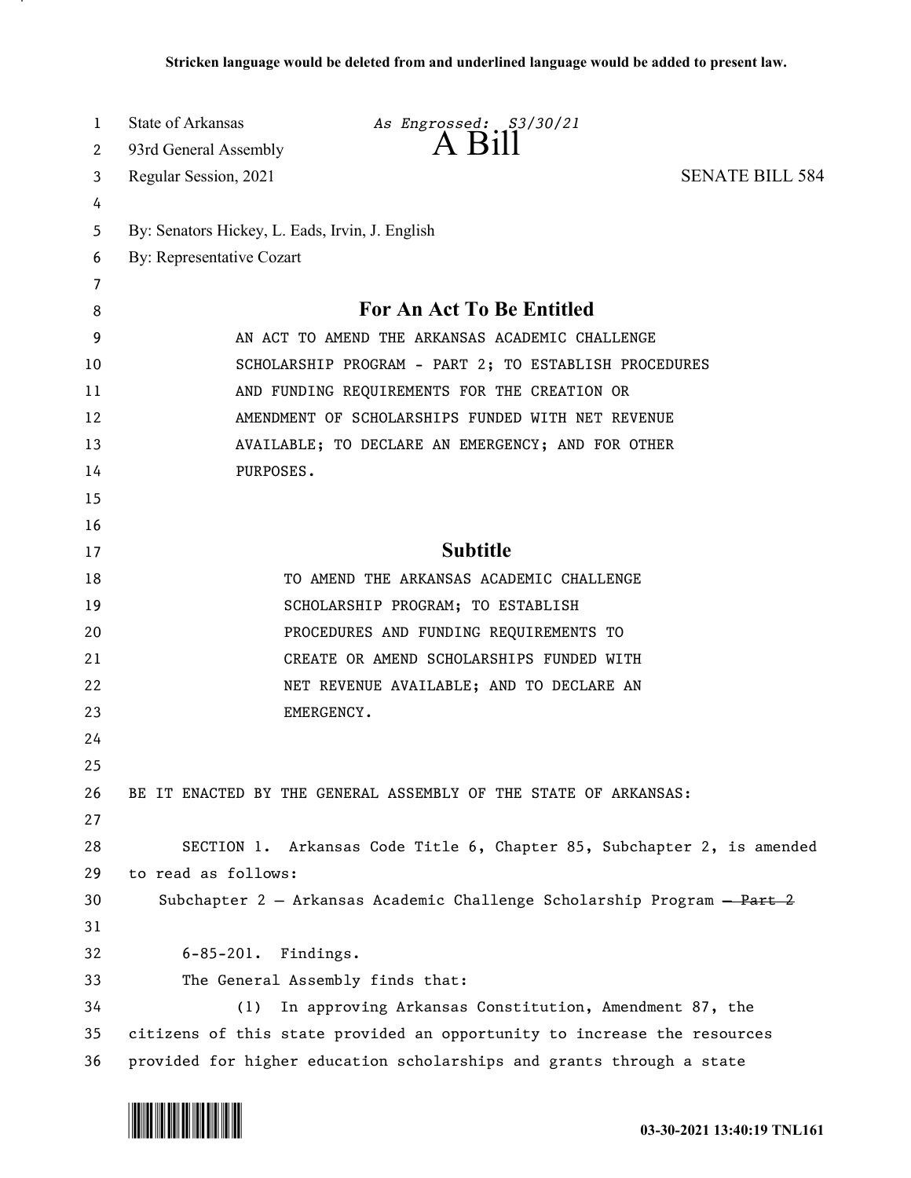Stricken language would be deleted from and underlined language would be added to present law.

State of Arkansas *As Engrossed: S3/30/21*
93rd General Assembly
A Bill
Regular Session, 2021 SENATE BILL 584

By: Senators Hickey, L. Eads, Irvin, J. English
By: Representative Cozart

## For An Act To Be Entitled

AN ACT TO AMEND THE ARKANSAS ACADEMIC CHALLENGE SCHOLARSHIP PROGRAM - PART 2; TO ESTABLISH PROCEDURES AND FUNDING REQUIREMENTS FOR THE CREATION OR AMENDMENT OF SCHOLARSHIPS FUNDED WITH NET REVENUE AVAILABLE; TO DECLARE AN EMERGENCY; AND FOR OTHER PURPOSES.

## Subtitle

TO AMEND THE ARKANSAS ACADEMIC CHALLENGE SCHOLARSHIP PROGRAM; TO ESTABLISH PROCEDURES AND FUNDING REQUIREMENTS TO CREATE OR AMEND SCHOLARSHIPS FUNDED WITH NET REVENUE AVAILABLE; AND TO DECLARE AN EMERGENCY.

BE IT ENACTED BY THE GENERAL ASSEMBLY OF THE STATE OF ARKANSAS:

SECTION 1. Arkansas Code Title 6, Chapter 85, Subchapter 2, is amended to read as follows:

Subchapter 2 — Arkansas Academic Challenge Scholarship Program ~~— Part 2~~

6-85-201. Findings.

The General Assembly finds that:

(1) In approving Arkansas Constitution, Amendment 87, the citizens of this state provided an opportunity to increase the resources provided for higher education scholarships and grants through a state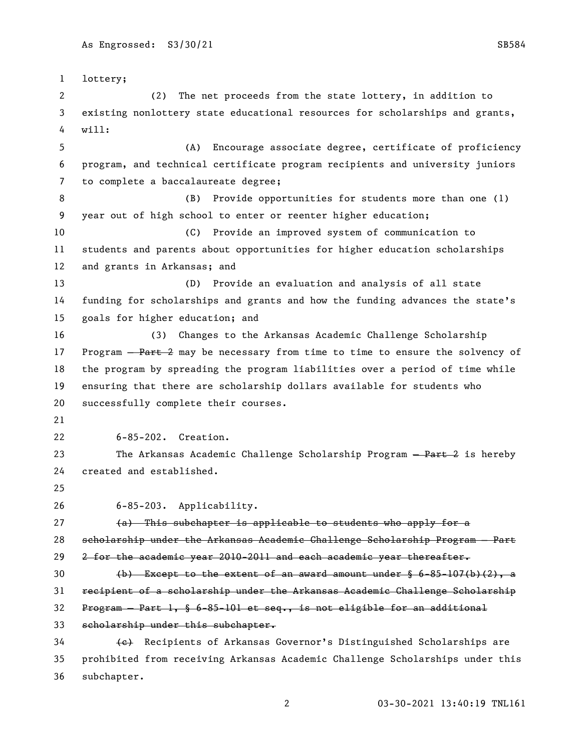lottery;

(2) The net proceeds from the state lottery, in addition to existing nonlottery state educational resources for scholarships and grants, will:

(A) Encourage associate degree, certificate of proficiency program, and technical certificate program recipients and university juniors to complete a baccalaureate degree;

(B) Provide opportunities for students more than one (1) year out of high school to enter or reenter higher education;

(C) Provide an improved system of communication to students and parents about opportunities for higher education scholarships and grants in Arkansas; and

(D) Provide an evaluation and analysis of all state funding for scholarships and grants and how the funding advances the state's goals for higher education; and

(3) Changes to the Arkansas Academic Challenge Scholarship Program ~~— Part 2~~ may be necessary from time to time to ensure the solvency of the program by spreading the program liabilities over a period of time while ensuring that there are scholarship dollars available for students who successfully complete their courses.

6-85-202. Creation.

The Arkansas Academic Challenge Scholarship Program ~~— Part 2~~ is hereby created and established.

6-85-203. Applicability.

~~(a) This subchapter is applicable to students who apply for a scholarship under the Arkansas Academic Challenge Scholarship Program — Part 2 for the academic year 2010-2011 and each academic year thereafter.~~

~~(b) Except to the extent of an award amount under § 6-85-107(b)(2), a recipient of a scholarship under the Arkansas Academic Challenge Scholarship Program — Part 1, § 6-85-101 et seq., is not eligible for an additional scholarship under this subchapter.~~

~~(c)~~ Recipients of Arkansas Governor's Distinguished Scholarships are prohibited from receiving Arkansas Academic Challenge Scholarships under this subchapter.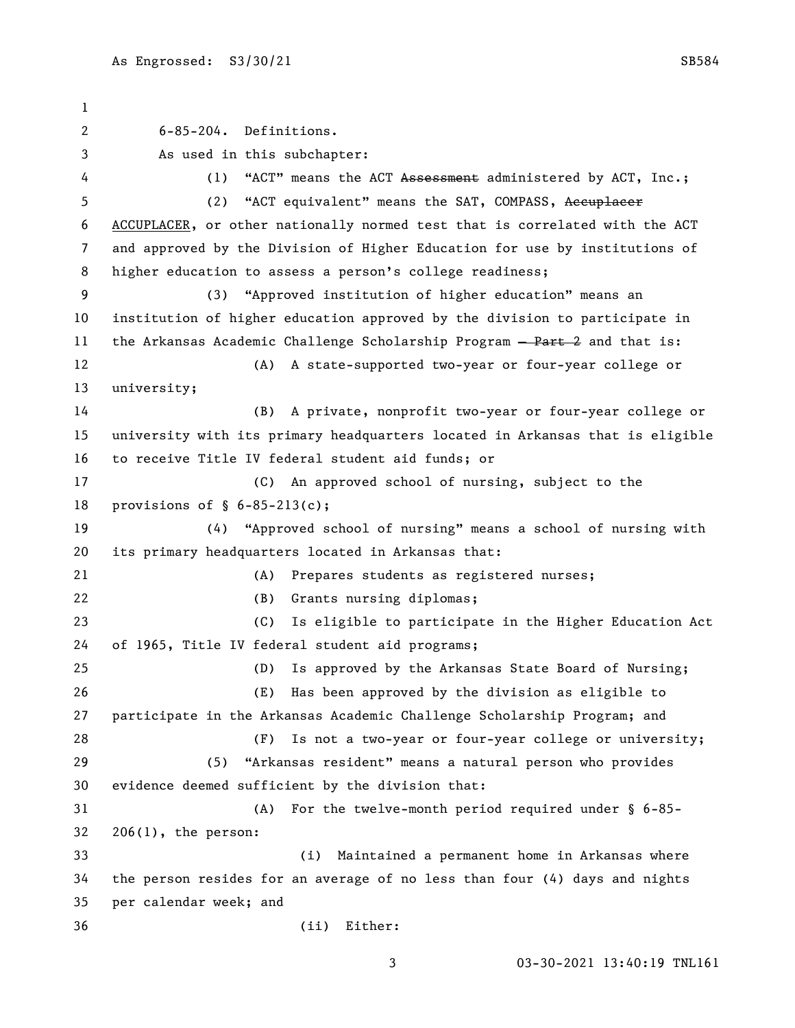6-85-204. Definitions.

As used in this subchapter:

(1) "ACT" means the ACT ~~Assessment~~ administered by ACT, Inc.;

(2) "ACT equivalent" means the SAT, COMPASS, ~~Accuplacer~~ <u>ACCUPLACER</u>, or other nationally normed test that is correlated with the ACT and approved by the Division of Higher Education for use by institutions of higher education to assess a person's college readiness;

(3) "Approved institution of higher education" means an institution of higher education approved by the division to participate in the Arkansas Academic Challenge Scholarship Program ~~— Part 2~~ and that is:

(A) A state-supported two-year or four-year college or university;

(B) A private, nonprofit two-year or four-year college or university with its primary headquarters located in Arkansas that is eligible to receive Title IV federal student aid funds; or

(C) An approved school of nursing, subject to the provisions of § 6-85-213(c);

(4) "Approved school of nursing" means a school of nursing with its primary headquarters located in Arkansas that:

(A) Prepares students as registered nurses;

(B) Grants nursing diplomas;

(C) Is eligible to participate in the Higher Education Act of 1965, Title IV federal student aid programs;

(D) Is approved by the Arkansas State Board of Nursing;

(E) Has been approved by the division as eligible to participate in the Arkansas Academic Challenge Scholarship Program; and

(F) Is not a two-year or four-year college or university;

(5) "Arkansas resident" means a natural person who provides evidence deemed sufficient by the division that:

(A) For the twelve-month period required under § 6-85-206(1), the person:

(i) Maintained a permanent home in Arkansas where the person resides for an average of no less than four (4) days and nights per calendar week; and

(ii) Either: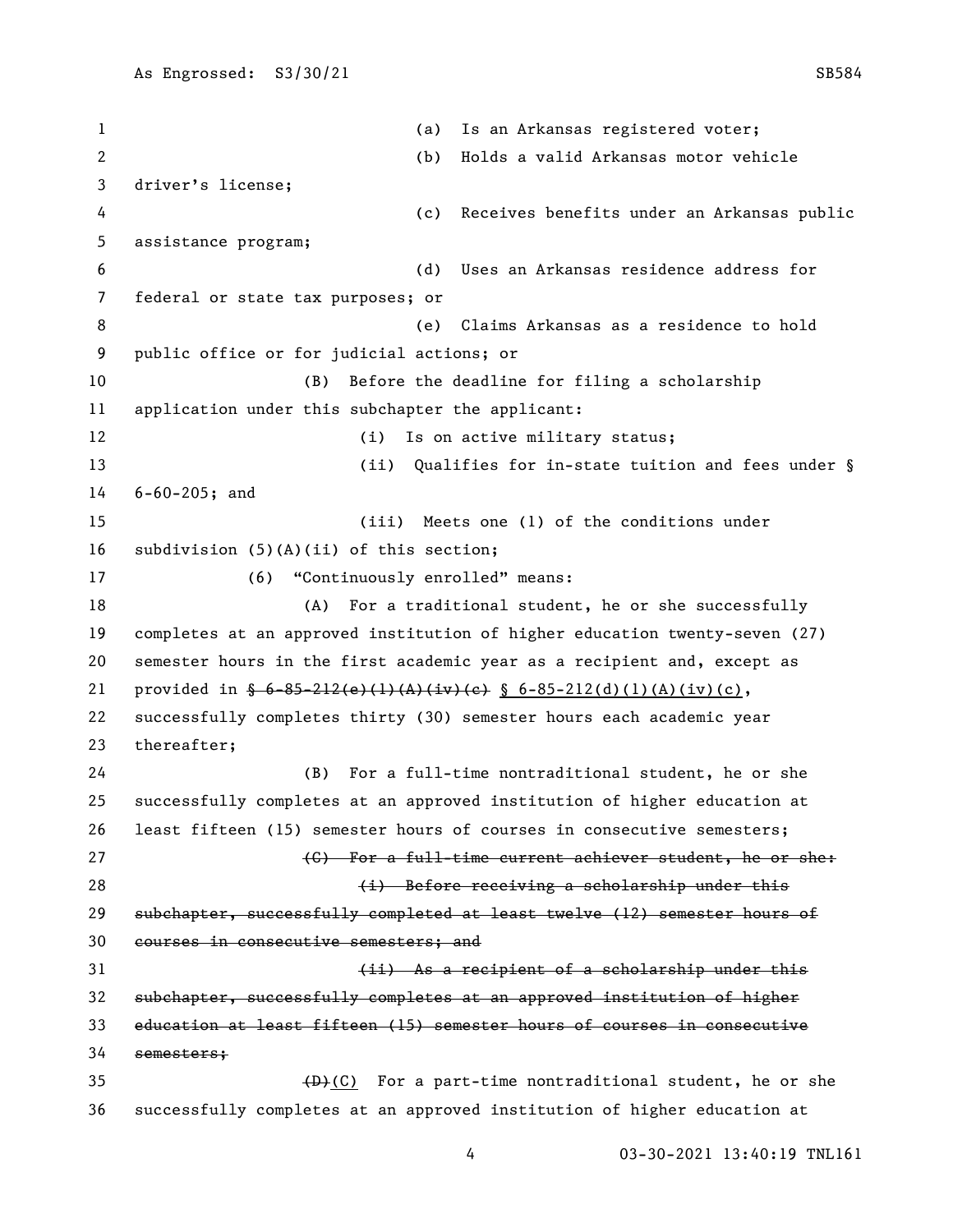(a) Is an Arkansas registered voter;

(b) Holds a valid Arkansas motor vehicle driver's license;

(c) Receives benefits under an Arkansas public assistance program;

(d) Uses an Arkansas residence address for federal or state tax purposes; or

(e) Claims Arkansas as a residence to hold public office or for judicial actions; or

(B) Before the deadline for filing a scholarship application under this subchapter the applicant:

(i) Is on active military status;

(ii) Qualifies for in-state tuition and fees under § 6-60-205; and

(iii) Meets one (1) of the conditions under subdivision (5)(A)(ii) of this section;

(6) "Continuously enrolled" means:

(A) For a traditional student, he or she successfully completes at an approved institution of higher education twenty-seven (27) semester hours in the first academic year as a recipient and, except as provided in ~~§ 6-85-212(e)(1)(A)(iv)(c)~~ § 6-85-212(d)(1)(A)(iv)(c), successfully completes thirty (30) semester hours each academic year thereafter;

(B) For a full-time nontraditional student, he or she successfully completes at an approved institution of higher education at least fifteen (15) semester hours of courses in consecutive semesters;

~~(C) For a full-time current achiever student, he or she:~~

~~(i) Before receiving a scholarship under this subchapter, successfully completed at least twelve (12) semester hours of courses in consecutive semesters; and~~

~~(ii) As a recipient of a scholarship under this subchapter, successfully completes at an approved institution of higher education at least fifteen (15) semester hours of courses in consecutive semesters;~~

~~(D)~~(C) For a part-time nontraditional student, he or she successfully completes at an approved institution of higher education at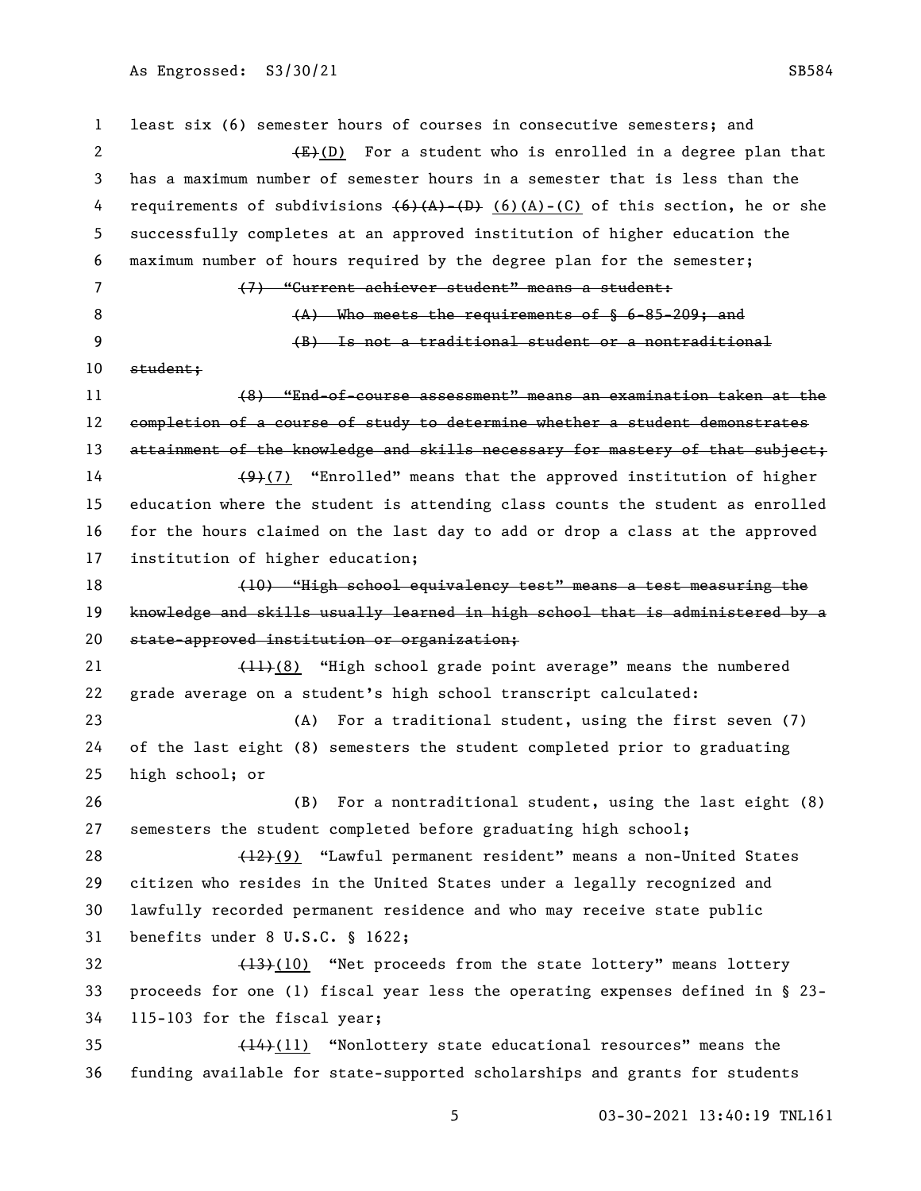least six (6) semester hours of courses in consecutive semesters; and

~~(E)~~(D) For a student who is enrolled in a degree plan that has a maximum number of semester hours in a semester that is less than the requirements of subdivisions ~~(6)(A)-(D)~~ (6)(A)-(C) of this section, he or she successfully completes at an approved institution of higher education the maximum number of hours required by the degree plan for the semester;

~~(7) "Current achiever student" means a student:~~

~~(A) Who meets the requirements of § 6-85-209; and~~

~~(B) Is not a traditional student or a nontraditional student;~~

~~(8) "End-of-course assessment" means an examination taken at the completion of a course of study to determine whether a student demonstrates attainment of the knowledge and skills necessary for mastery of that subject;~~

~~(9)~~(7) "Enrolled" means that the approved institution of higher education where the student is attending class counts the student as enrolled for the hours claimed on the last day to add or drop a class at the approved institution of higher education;

~~(10) "High school equivalency test" means a test measuring the knowledge and skills usually learned in high school that is administered by a state-approved institution or organization;~~

~~(11)~~(8) "High school grade point average" means the numbered grade average on a student's high school transcript calculated:

(A) For a traditional student, using the first seven (7) of the last eight (8) semesters the student completed prior to graduating high school; or

(B) For a nontraditional student, using the last eight (8) semesters the student completed before graduating high school;

~~(12)~~(9) "Lawful permanent resident" means a non-United States citizen who resides in the United States under a legally recognized and lawfully recorded permanent residence and who may receive state public benefits under 8 U.S.C. § 1622;

~~(13)~~(10) "Net proceeds from the state lottery" means lottery proceeds for one (1) fiscal year less the operating expenses defined in § 23-115-103 for the fiscal year;

~~(14)~~(11) "Nonlottery state educational resources" means the funding available for state-supported scholarships and grants for students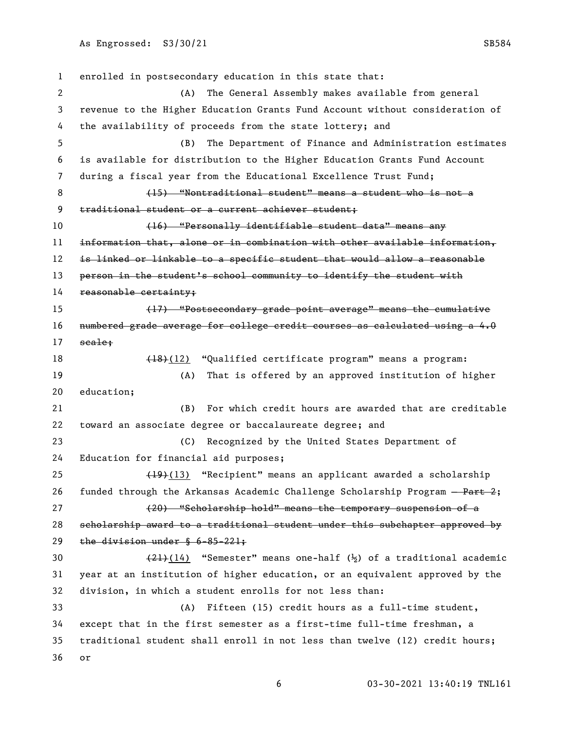enrolled in postsecondary education in this state that:

(A) The General Assembly makes available from general revenue to the Higher Education Grants Fund Account without consideration of the availability of proceeds from the state lottery; and

(B) The Department of Finance and Administration estimates is available for distribution to the Higher Education Grants Fund Account during a fiscal year from the Educational Excellence Trust Fund;

~~(15) "Nontraditional student" means a student who is not a traditional student or a current achiever student;~~

~~(16) "Personally identifiable student data" means any information that, alone or in combination with other available information, is linked or linkable to a specific student that would allow a reasonable person in the student's school community to identify the student with reasonable certainty;~~

~~(17) "Postsecondary grade point average" means the cumulative numbered grade average for college credit courses as calculated using a 4.0 scale;~~

~~(18)~~(12) "Qualified certificate program" means a program:

(A) That is offered by an approved institution of higher education;

(B) For which credit hours are awarded that are creditable toward an associate degree or baccalaureate degree; and

(C) Recognized by the United States Department of Education for financial aid purposes;

~~(19)~~(13) "Recipient" means an applicant awarded a scholarship funded through the Arkansas Academic Challenge Scholarship Program ~~— Part 2~~;

~~(20) "Scholarship hold" means the temporary suspension of a scholarship award to a traditional student under this subchapter approved by the division under § 6-85-221;~~

~~(21)~~(14) "Semester" means one-half (½) of a traditional academic year at an institution of higher education, or an equivalent approved by the division, in which a student enrolls for not less than:

(A) Fifteen (15) credit hours as a full-time student, except that in the first semester as a first-time full-time freshman, a traditional student shall enroll in not less than twelve (12) credit hours; or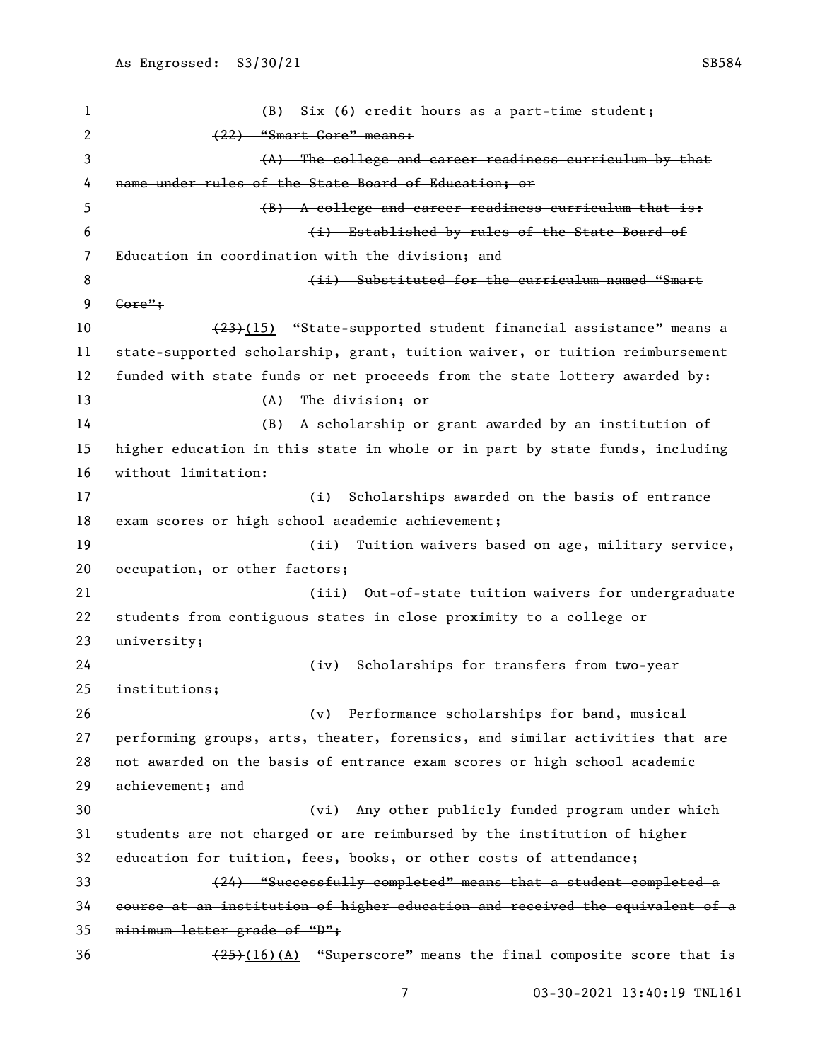(B) Six (6) credit hours as a part-time student;

~~(22) "Smart Core" means:~~

~~(A) The college and career readiness curriculum by that name under rules of the State Board of Education; or~~

~~(B) A college and career readiness curriculum that is:~~

~~(i) Established by rules of the State Board of Education in coordination with the division; and~~

~~(ii) Substituted for the curriculum named "Smart Core";~~

~~(23)~~(15) "State-supported student financial assistance" means a state-supported scholarship, grant, tuition waiver, or tuition reimbursement funded with state funds or net proceeds from the state lottery awarded by:

(A) The division; or

(B) A scholarship or grant awarded by an institution of higher education in this state in whole or in part by state funds, including without limitation:

(i) Scholarships awarded on the basis of entrance exam scores or high school academic achievement;

(ii) Tuition waivers based on age, military service, occupation, or other factors;

(iii) Out-of-state tuition waivers for undergraduate students from contiguous states in close proximity to a college or university;

(iv) Scholarships for transfers from two-year institutions;

(v) Performance scholarships for band, musical performing groups, arts, theater, forensics, and similar activities that are not awarded on the basis of entrance exam scores or high school academic achievement; and

(vi) Any other publicly funded program under which students are not charged or are reimbursed by the institution of higher education for tuition, fees, books, or other costs of attendance;

~~(24) "Successfully completed" means that a student completed a course at an institution of higher education and received the equivalent of a minimum letter grade of "D";~~

~~(25)~~(16)(A) "Superscore" means the final composite score that is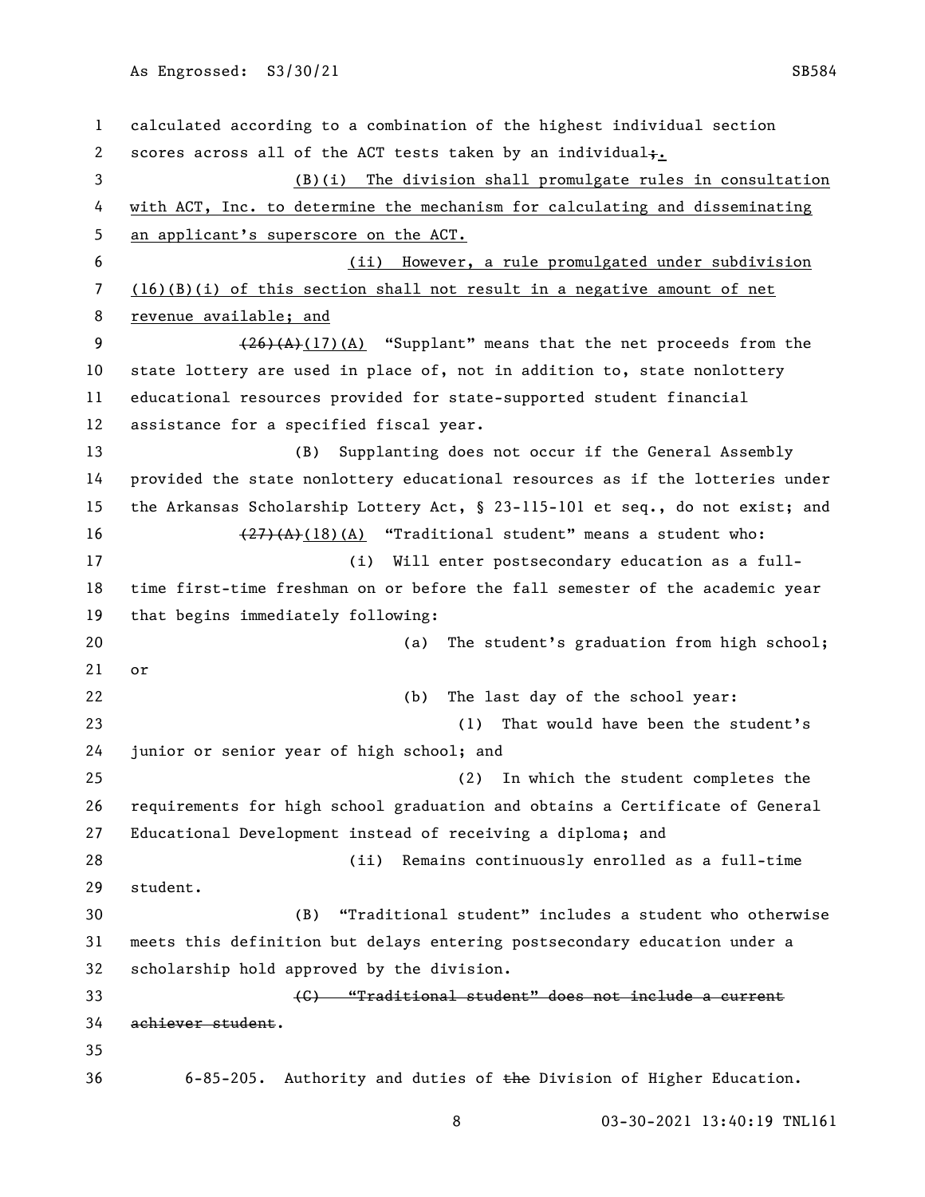calculated according to a combination of the highest individual section scores across all of the ACT tests taken by an individual;.

(B)(i) The division shall promulgate rules in consultation with ACT, Inc. to determine the mechanism for calculating and disseminating an applicant's superscore on the ACT.

(ii) However, a rule promulgated under subdivision (16)(B)(i) of this section shall not result in a negative amount of net revenue available; and

~~(26)(A)~~(17)(A) "Supplant" means that the net proceeds from the state lottery are used in place of, not in addition to, state nonlottery educational resources provided for state-supported student financial assistance for a specified fiscal year.

(B) Supplanting does not occur if the General Assembly provided the state nonlottery educational resources as if the lotteries under the Arkansas Scholarship Lottery Act, § 23-115-101 et seq., do not exist; and

~~(27)(A)~~(18)(A) "Traditional student" means a student who:

(i) Will enter postsecondary education as a full-time first-time freshman on or before the fall semester of the academic year that begins immediately following:

(a) The student's graduation from high school; or

(b) The last day of the school year:

(1) That would have been the student's junior or senior year of high school; and

(2) In which the student completes the requirements for high school graduation and obtains a Certificate of General Educational Development instead of receiving a diploma; and

(ii) Remains continuously enrolled as a full-time student.

(B) "Traditional student" includes a student who otherwise meets this definition but delays entering postsecondary education under a scholarship hold approved by the division.

~~(C) "Traditional student" does not include a current achiever student~~.

6-85-205. Authority and duties of ~~the~~ Division of Higher Education.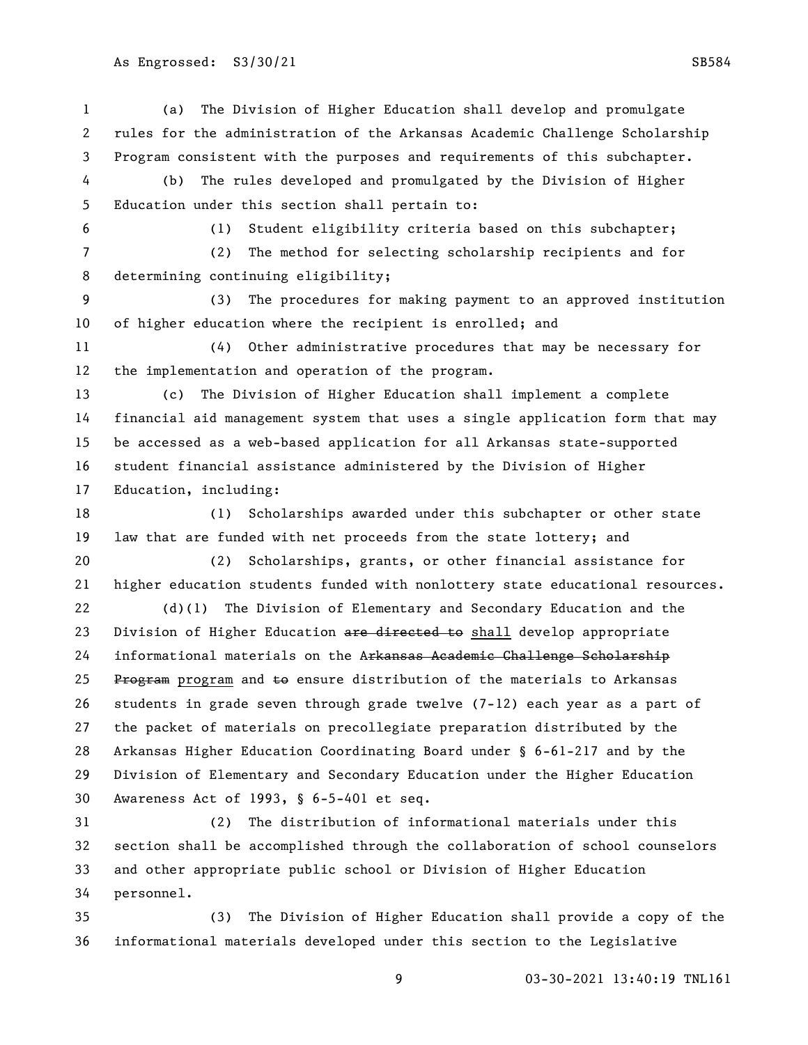(a) The Division of Higher Education shall develop and promulgate rules for the administration of the Arkansas Academic Challenge Scholarship Program consistent with the purposes and requirements of this subchapter.

(b) The rules developed and promulgated by the Division of Higher Education under this section shall pertain to:

(1) Student eligibility criteria based on this subchapter;

(2) The method for selecting scholarship recipients and for determining continuing eligibility;

(3) The procedures for making payment to an approved institution of higher education where the recipient is enrolled; and

(4) Other administrative procedures that may be necessary for the implementation and operation of the program.

(c) The Division of Higher Education shall implement a complete financial aid management system that uses a single application form that may be accessed as a web-based application for all Arkansas state-supported student financial assistance administered by the Division of Higher Education, including:

(1) Scholarships awarded under this subchapter or other state law that are funded with net proceeds from the state lottery; and

(2) Scholarships, grants, or other financial assistance for higher education students funded with nonlottery state educational resources.

(d)(1) The Division of Elementary and Secondary Education and the Division of Higher Education ~~are directed to~~ shall develop appropriate informational materials on the ~~Arkansas Academic Challenge Scholarship Program~~ program and ~~to~~ ensure distribution of the materials to Arkansas students in grade seven through grade twelve (7-12) each year as a part of the packet of materials on precollegiate preparation distributed by the Arkansas Higher Education Coordinating Board under § 6-61-217 and by the Division of Elementary and Secondary Education under the Higher Education Awareness Act of 1993, § 6-5-401 et seq.

(2) The distribution of informational materials under this section shall be accomplished through the collaboration of school counselors and other appropriate public school or Division of Higher Education personnel.

(3) The Division of Higher Education shall provide a copy of the informational materials developed under this section to the Legislative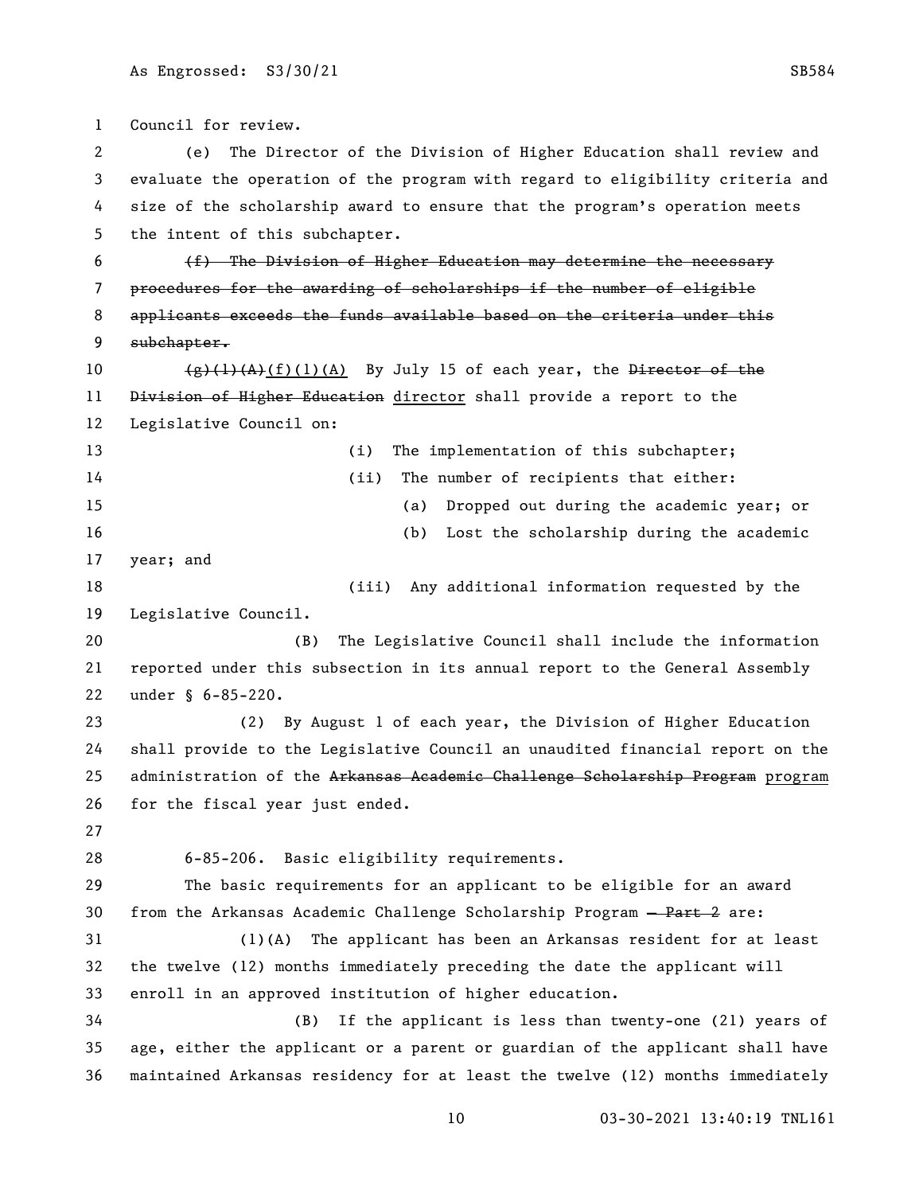Council for review.

(e) The Director of the Division of Higher Education shall review and evaluate the operation of the program with regard to eligibility criteria and size of the scholarship award to ensure that the program's operation meets the intent of this subchapter.

~~(f) The Division of Higher Education may determine the necessary procedures for the awarding of scholarships if the number of eligible applicants exceeds the funds available based on the criteria under this subchapter.~~

~~(g)(1)(A)~~(f)(1)(A) By July 15 of each year, the ~~Director of the Division of Higher Education~~ director shall provide a report to the Legislative Council on:

(i) The implementation of this subchapter;

(ii) The number of recipients that either:

(a) Dropped out during the academic year; or

(b) Lost the scholarship during the academic year; and

(iii) Any additional information requested by the Legislative Council.

(B) The Legislative Council shall include the information reported under this subsection in its annual report to the General Assembly under § 6-85-220.

(2) By August 1 of each year, the Division of Higher Education shall provide to the Legislative Council an unaudited financial report on the administration of the ~~Arkansas Academic Challenge Scholarship Program~~ program for the fiscal year just ended.

6-85-206. Basic eligibility requirements.

The basic requirements for an applicant to be eligible for an award from the Arkansas Academic Challenge Scholarship Program ~~— Part 2~~ are:

(1)(A) The applicant has been an Arkansas resident for at least the twelve (12) months immediately preceding the date the applicant will enroll in an approved institution of higher education.

(B) If the applicant is less than twenty-one (21) years of age, either the applicant or a parent or guardian of the applicant shall have maintained Arkansas residency for at least the twelve (12) months immediately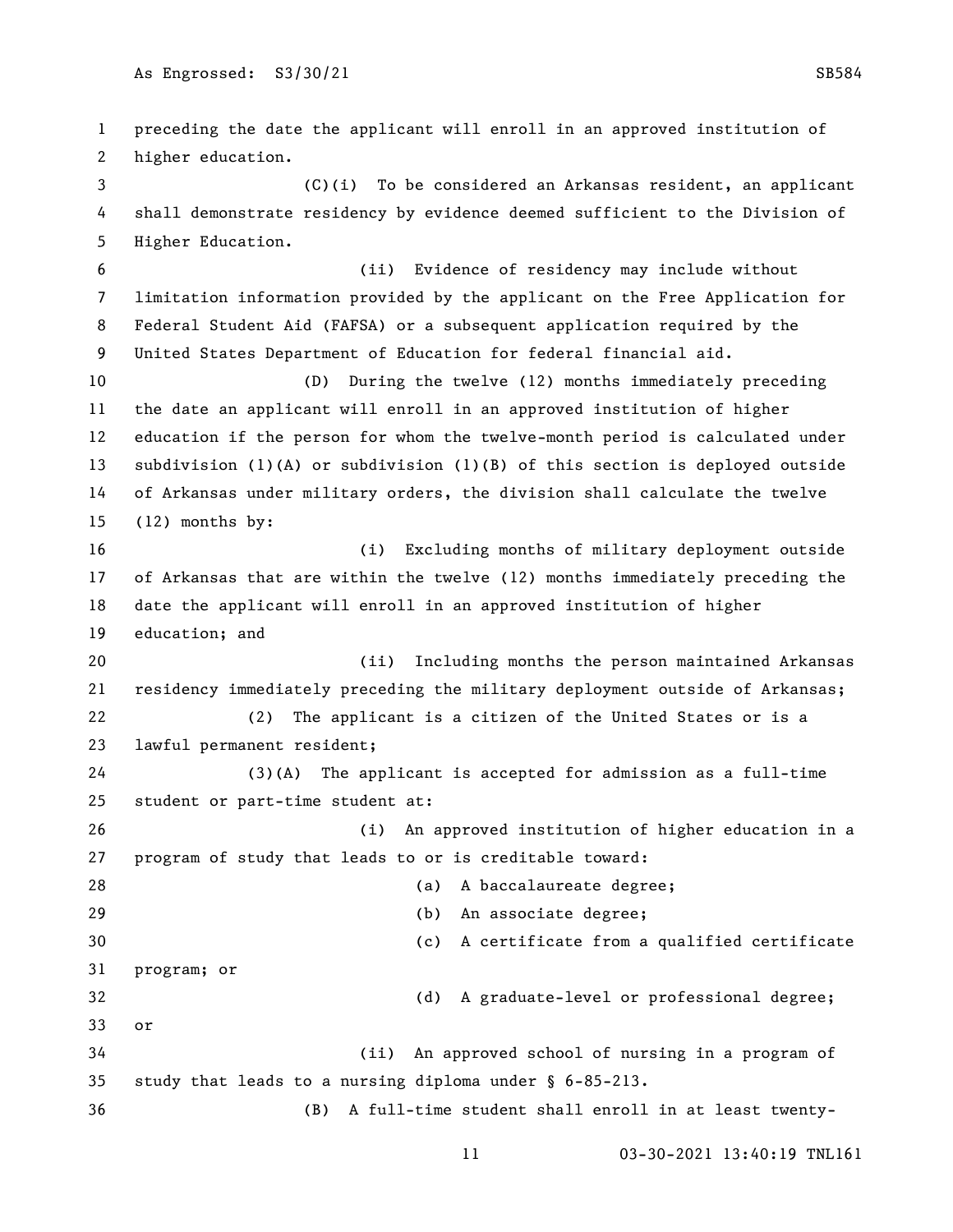preceding the date the applicant will enroll in an approved institution of higher education.

(C)(i) To be considered an Arkansas resident, an applicant shall demonstrate residency by evidence deemed sufficient to the Division of Higher Education.

(ii) Evidence of residency may include without limitation information provided by the applicant on the Free Application for Federal Student Aid (FAFSA) or a subsequent application required by the United States Department of Education for federal financial aid.

(D) During the twelve (12) months immediately preceding the date an applicant will enroll in an approved institution of higher education if the person for whom the twelve-month period is calculated under subdivision (1)(A) or subdivision (1)(B) of this section is deployed outside of Arkansas under military orders, the division shall calculate the twelve (12) months by:

(i) Excluding months of military deployment outside of Arkansas that are within the twelve (12) months immediately preceding the date the applicant will enroll in an approved institution of higher education; and

(ii) Including months the person maintained Arkansas residency immediately preceding the military deployment outside of Arkansas;

(2) The applicant is a citizen of the United States or is a lawful permanent resident;

(3)(A) The applicant is accepted for admission as a full-time student or part-time student at:

(i) An approved institution of higher education in a program of study that leads to or is creditable toward:

(a) A baccalaureate degree;

(b) An associate degree;

(c) A certificate from a qualified certificate program; or

(d) A graduate-level or professional degree; or

(ii) An approved school of nursing in a program of study that leads to a nursing diploma under § 6-85-213.

(B) A full-time student shall enroll in at least twenty-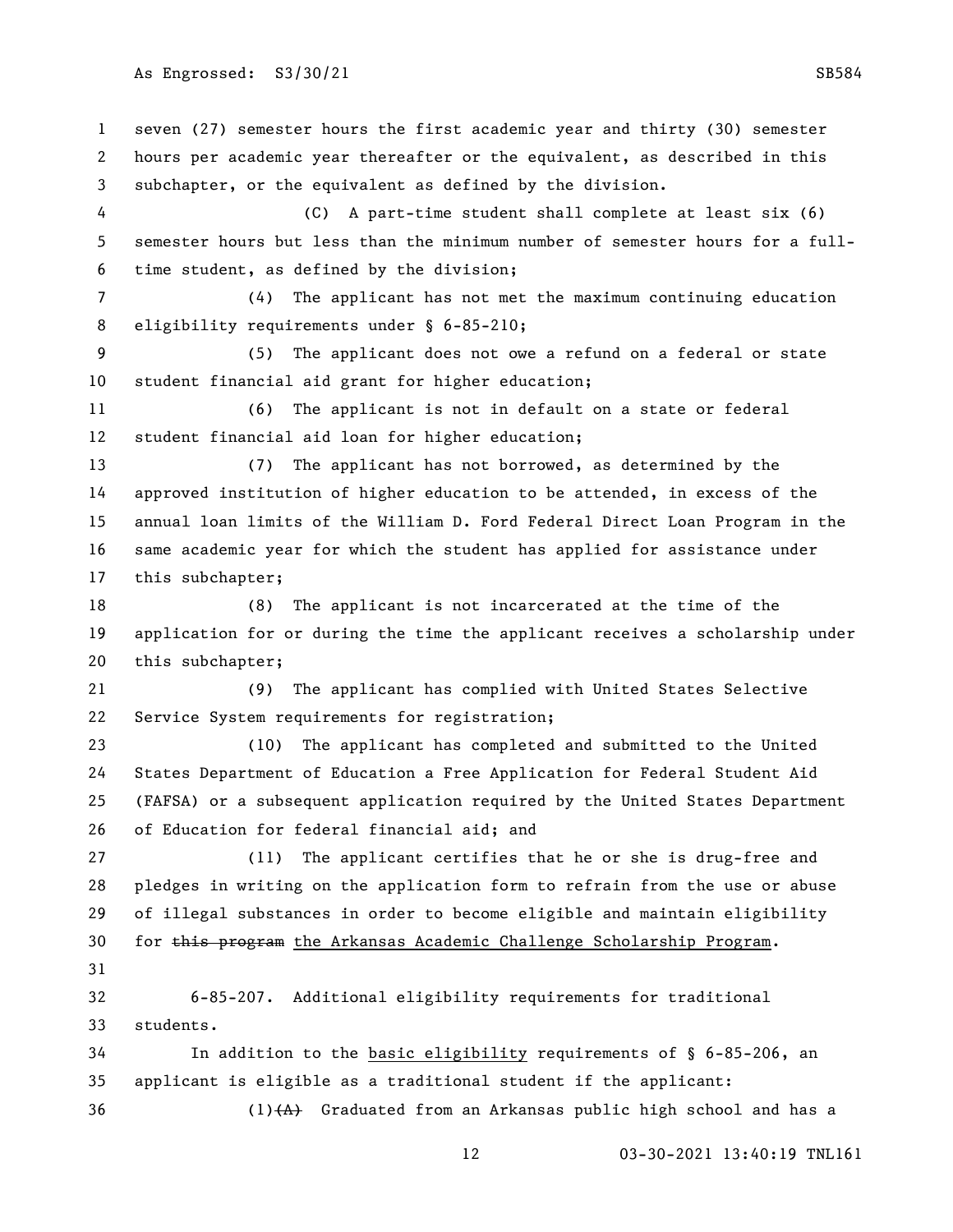seven (27) semester hours the first academic year and thirty (30) semester hours per academic year thereafter or the equivalent, as described in this subchapter, or the equivalent as defined by the division.

(C) A part-time student shall complete at least six (6) semester hours but less than the minimum number of semester hours for a full-time student, as defined by the division;

(4) The applicant has not met the maximum continuing education eligibility requirements under § 6-85-210;

(5) The applicant does not owe a refund on a federal or state student financial aid grant for higher education;

(6) The applicant is not in default on a state or federal student financial aid loan for higher education;

(7) The applicant has not borrowed, as determined by the approved institution of higher education to be attended, in excess of the annual loan limits of the William D. Ford Federal Direct Loan Program in the same academic year for which the student has applied for assistance under this subchapter;

(8) The applicant is not incarcerated at the time of the application for or during the time the applicant receives a scholarship under this subchapter;

(9) The applicant has complied with United States Selective Service System requirements for registration;

(10) The applicant has completed and submitted to the United States Department of Education a Free Application for Federal Student Aid (FAFSA) or a subsequent application required by the United States Department of Education for federal financial aid; and

(11) The applicant certifies that he or she is drug-free and pledges in writing on the application form to refrain from the use or abuse of illegal substances in order to become eligible and maintain eligibility for ~~this program~~ the Arkansas Academic Challenge Scholarship Program.

6-85-207. Additional eligibility requirements for traditional students.

In addition to the basic eligibility requirements of § 6-85-206, an applicant is eligible as a traditional student if the applicant:

(1)~~(A)~~ Graduated from an Arkansas public high school and has a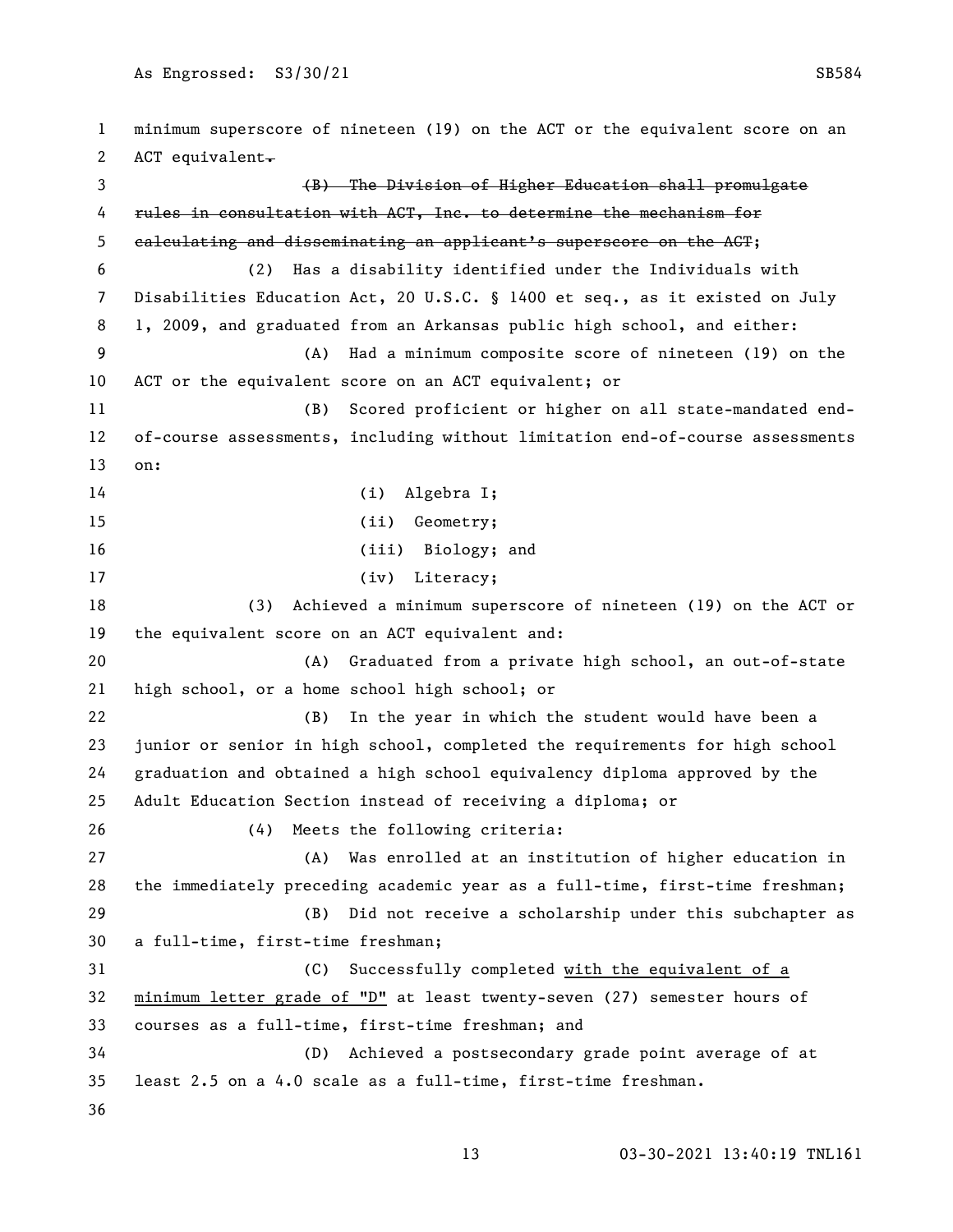minimum superscore of nineteen (19) on the ACT or the equivalent score on an ACT equivalent~~.~~

~~(B) The Division of Higher Education shall promulgate rules in consultation with ACT, Inc. to determine the mechanism for calculating and disseminating an applicant's superscore on the ACT~~;

(2) Has a disability identified under the Individuals with Disabilities Education Act, 20 U.S.C. § 1400 et seq., as it existed on July 1, 2009, and graduated from an Arkansas public high school, and either:

(A) Had a minimum composite score of nineteen (19) on the ACT or the equivalent score on an ACT equivalent; or

(B) Scored proficient or higher on all state-mandated end-of-course assessments, including without limitation end-of-course assessments on:

(i) Algebra I;

(ii) Geometry;

(iii) Biology; and

(iv) Literacy;

(3) Achieved a minimum superscore of nineteen (19) on the ACT or the equivalent score on an ACT equivalent and:

(A) Graduated from a private high school, an out-of-state high school, or a home school high school; or

(B) In the year in which the student would have been a junior or senior in high school, completed the requirements for high school graduation and obtained a high school equivalency diploma approved by the Adult Education Section instead of receiving a diploma; or

(4) Meets the following criteria:

(A) Was enrolled at an institution of higher education in the immediately preceding academic year as a full-time, first-time freshman;

(B) Did not receive a scholarship under this subchapter as a full-time, first-time freshman;

(C) Successfully completed <u>with the equivalent of a minimum letter grade of "D"</u> at least twenty-seven (27) semester hours of courses as a full-time, first-time freshman; and

(D) Achieved a postsecondary grade point average of at least 2.5 on a 4.0 scale as a full-time, first-time freshman.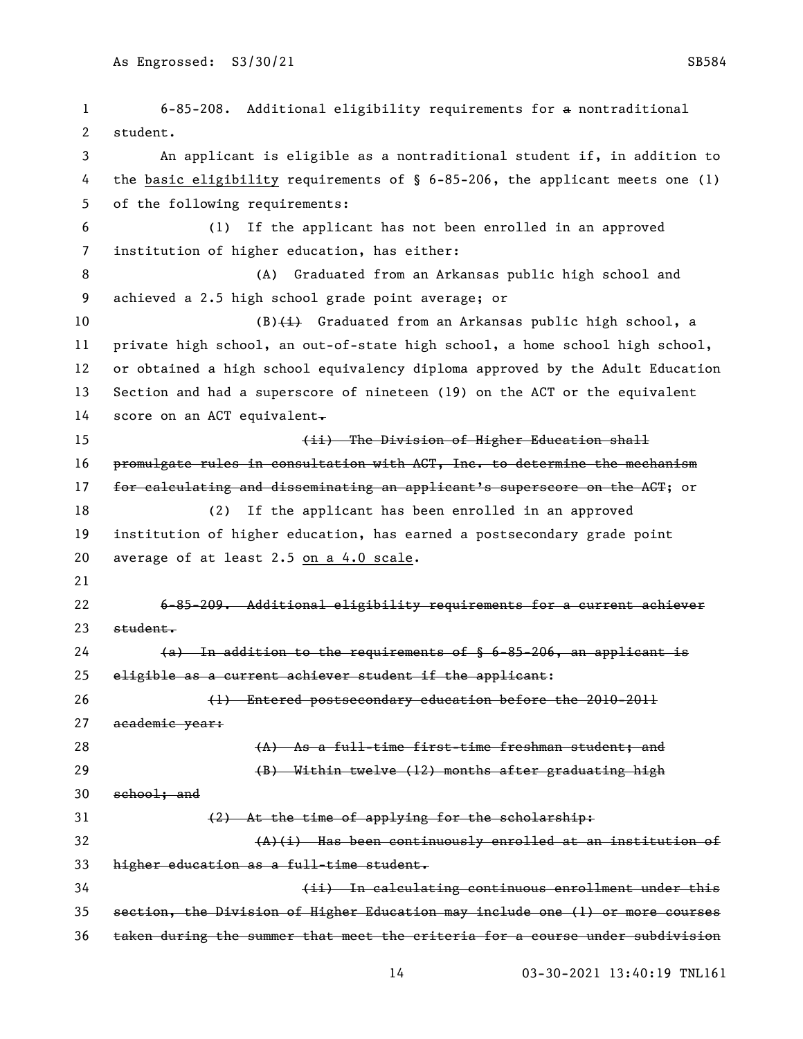6-85-208. Additional eligibility requirements for ~~a~~ nontraditional student.

An applicant is eligible as a nontraditional student if, in addition to the <u>basic eligibility</u> requirements of § 6-85-206, the applicant meets one (1) of the following requirements:

(1) If the applicant has not been enrolled in an approved institution of higher education, has either:

(A) Graduated from an Arkansas public high school and achieved a 2.5 high school grade point average; or

(B)~~(i)~~ Graduated from an Arkansas public high school, a private high school, an out-of-state high school, a home school high school, or obtained a high school equivalency diploma approved by the Adult Education Section and had a superscore of nineteen (19) on the ACT or the equivalent score on an ACT equivalent~~.~~

~~(ii) The Division of Higher Education shall promulgate rules in consultation with ACT, Inc. to determine the mechanism for calculating and disseminating an applicant's superscore on the ACT~~; or

(2) If the applicant has been enrolled in an approved institution of higher education, has earned a postsecondary grade point average of at least 2.5 <u>on a 4.0 scale</u>.

~~6-85-209. Additional eligibility requirements for a current achiever student.~~

~~(a) In addition to the requirements of § 6-85-206, an applicant is eligible as a current achiever student if the applicant:~~

~~(1) Entered postsecondary education before the 2010-2011 academic year:~~

~~(A) As a full-time first-time freshman student; and~~

~~(B) Within twelve (12) months after graduating high school; and~~

~~(2) At the time of applying for the scholarship:~~

~~(A)(i) Has been continuously enrolled at an institution of higher education as a full-time student.~~

~~(ii) In calculating continuous enrollment under this section, the Division of Higher Education may include one (1) or more courses taken during the summer that meet the criteria for a course under subdivision~~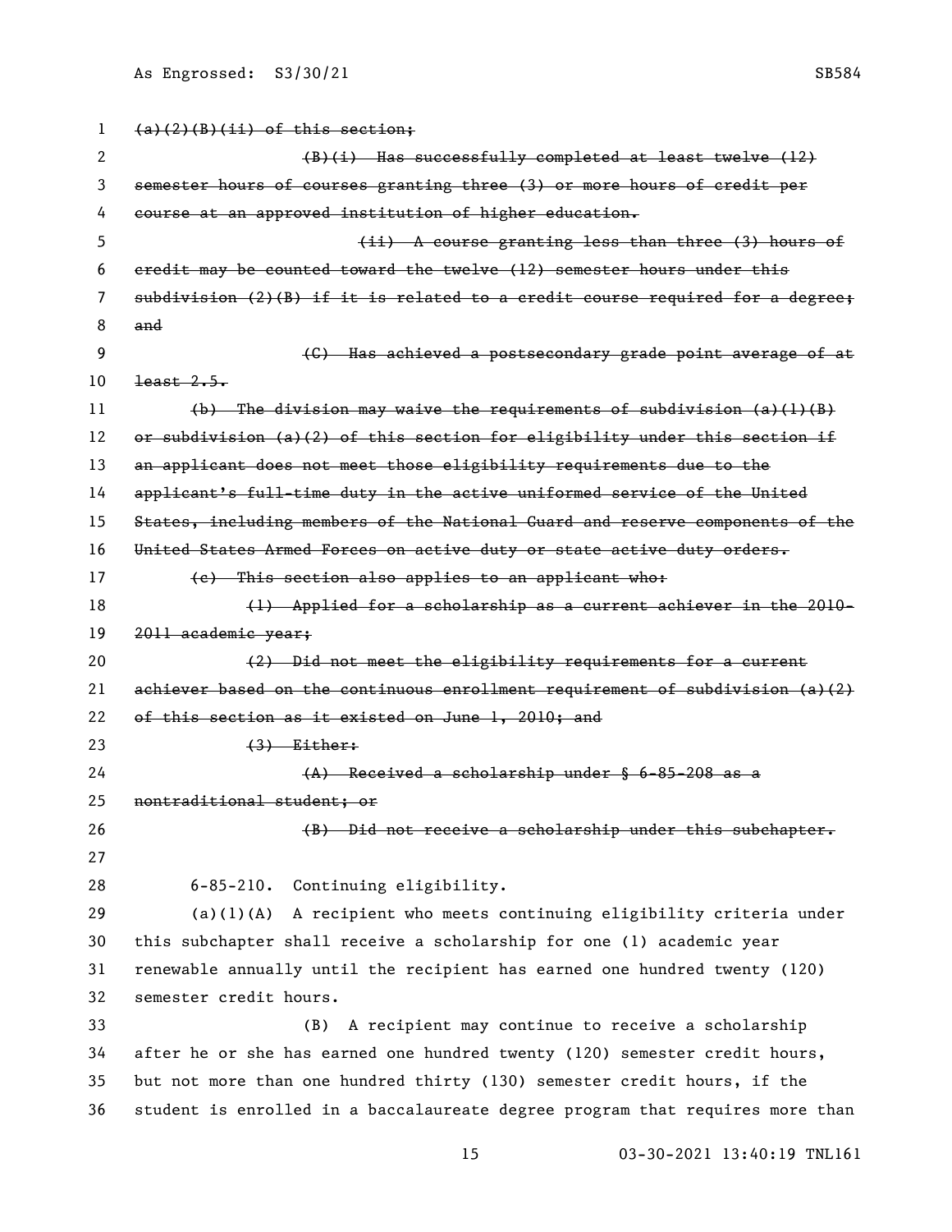~~(a)(2)(B)(ii) of this section;~~

~~(B)(i) Has successfully completed at least twelve (12) semester hours of courses granting three (3) or more hours of credit per course at an approved institution of higher education.~~

~~(ii) A course granting less than three (3) hours of credit may be counted toward the twelve (12) semester hours under this subdivision (2)(B) if it is related to a credit course required for a degree; and~~

~~(C) Has achieved a postsecondary grade point average of at least 2.5.~~

~~(b) The division may waive the requirements of subdivision (a)(1)(B) or subdivision (a)(2) of this section for eligibility under this section if an applicant does not meet those eligibility requirements due to the applicant's full-time duty in the active uniformed service of the United States, including members of the National Guard and reserve components of the United States Armed Forces on active duty or state active duty orders.~~

~~(c) This section also applies to an applicant who:~~

~~(1) Applied for a scholarship as a current achiever in the 2010-2011 academic year;~~

~~(2) Did not meet the eligibility requirements for a current achiever based on the continuous enrollment requirement of subdivision (a)(2) of this section as it existed on June 1, 2010; and~~

~~(3) Either:~~

~~(A) Received a scholarship under § 6-85-208 as a nontraditional student; or~~

~~(B) Did not receive a scholarship under this subchapter.~~

6-85-210. Continuing eligibility.

(a)(1)(A) A recipient who meets continuing eligibility criteria under this subchapter shall receive a scholarship for one (1) academic year renewable annually until the recipient has earned one hundred twenty (120) semester credit hours.

(B) A recipient may continue to receive a scholarship after he or she has earned one hundred twenty (120) semester credit hours, but not more than one hundred thirty (130) semester credit hours, if the student is enrolled in a baccalaureate degree program that requires more than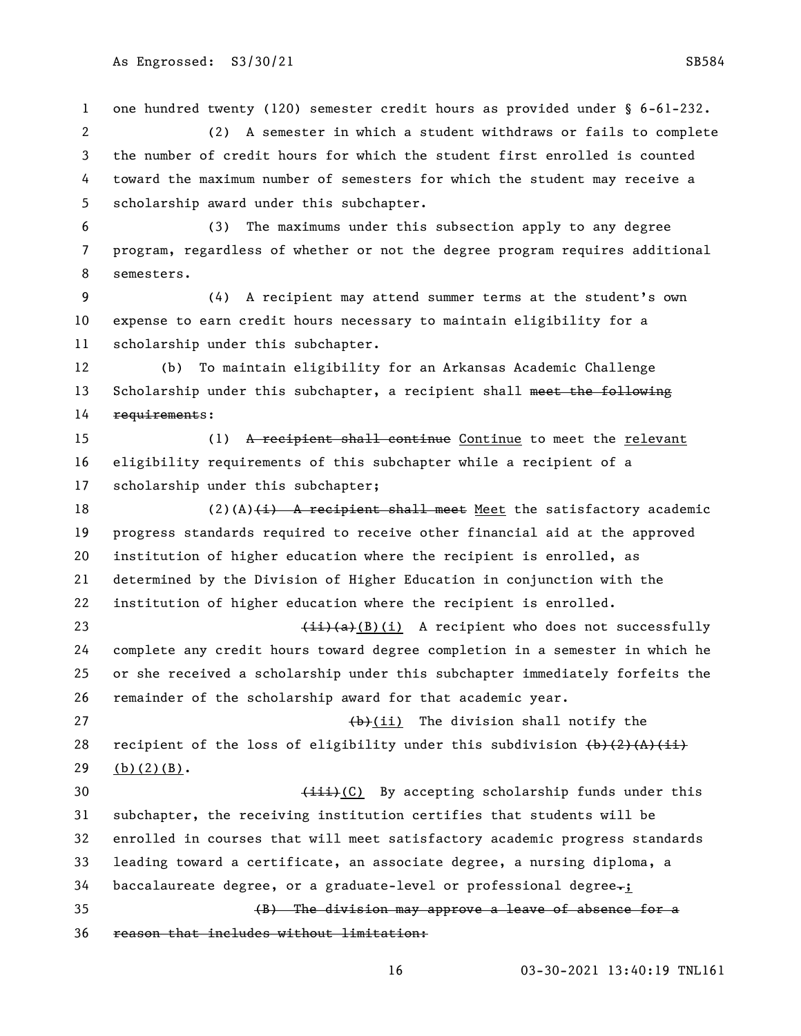one hundred twenty (120) semester credit hours as provided under § 6-61-232.

(2) A semester in which a student withdraws or fails to complete the number of credit hours for which the student first enrolled is counted toward the maximum number of semesters for which the student may receive a scholarship award under this subchapter.

(3) The maximums under this subsection apply to any degree program, regardless of whether or not the degree program requires additional semesters.

(4) A recipient may attend summer terms at the student's own expense to earn credit hours necessary to maintain eligibility for a scholarship under this subchapter.

(b) To maintain eligibility for an Arkansas Academic Challenge Scholarship under this subchapter, a recipient shall ~~meet the following requirements~~:

(1) ~~A recipient shall continue~~ Continue to meet the relevant eligibility requirements of this subchapter while a recipient of a scholarship under this subchapter;

(2)(A)~~(i) A recipient shall meet~~ Meet the satisfactory academic progress standards required to receive other financial aid at the approved institution of higher education where the recipient is enrolled, as determined by the Division of Higher Education in conjunction with the institution of higher education where the recipient is enrolled.

~~(ii)(a)~~(B)(i) A recipient who does not successfully complete any credit hours toward degree completion in a semester in which he or she received a scholarship under this subchapter immediately forfeits the remainder of the scholarship award for that academic year.

~~(b)~~(ii) The division shall notify the recipient of the loss of eligibility under this subdivision ~~(b)(2)(A)(ii)~~ (b)(2)(B).

~~(iii)~~(C) By accepting scholarship funds under this subchapter, the receiving institution certifies that students will be enrolled in courses that will meet satisfactory academic progress standards leading toward a certificate, an associate degree, a nursing diploma, a baccalaureate degree, or a graduate-level or professional degree~~.~~;

~~(B) The division may approve a leave of absence for a reason that includes without limitation:~~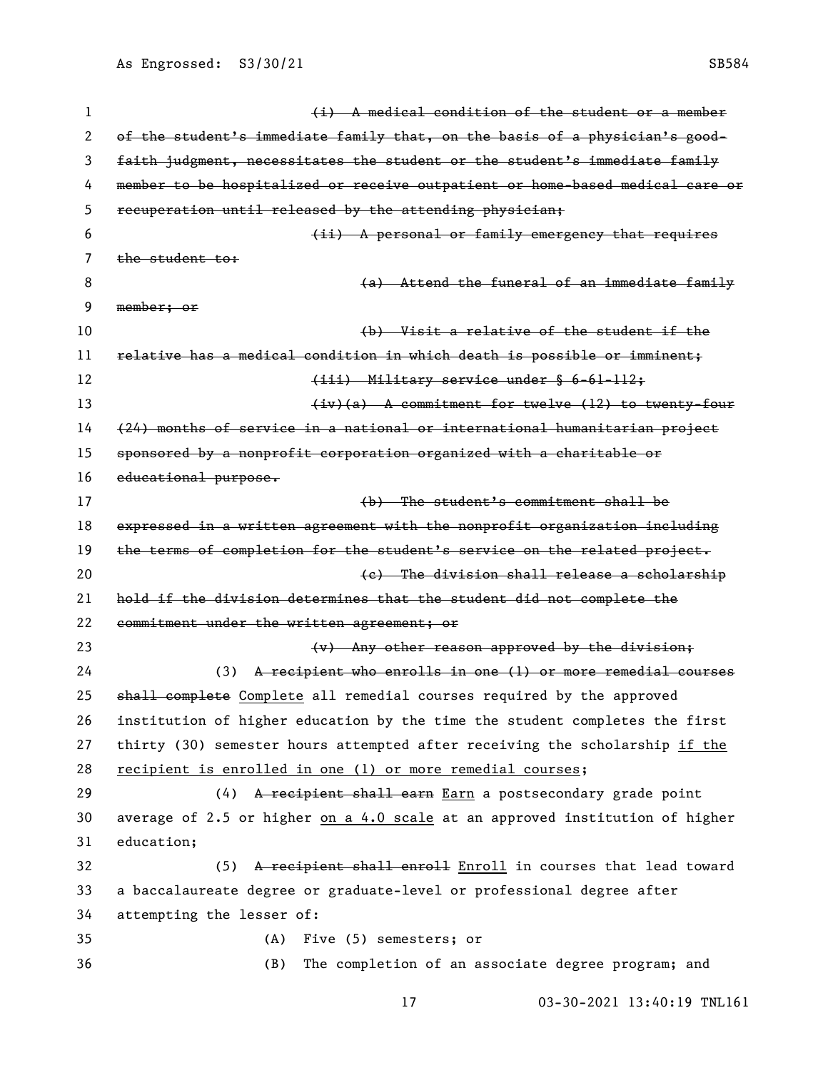~~(i) A medical condition of the student or a member of the student's immediate family that, on the basis of a physician's good-faith judgment, necessitates the student or the student's immediate family member to be hospitalized or receive outpatient or home-based medical care or recuperation until released by the attending physician;~~

~~(ii) A personal or family emergency that requires the student to:~~

~~(a) Attend the funeral of an immediate family member; or~~

~~(b) Visit a relative of the student if the relative has a medical condition in which death is possible or imminent;~~

~~(iii) Military service under § 6-61-112;~~

~~(iv)(a) A commitment for twelve (12) to twenty-four (24) months of service in a national or international humanitarian project sponsored by a nonprofit corporation organized with a charitable or educational purpose.~~

~~(b) The student's commitment shall be expressed in a written agreement with the nonprofit organization including the terms of completion for the student's service on the related project.~~

~~(c) The division shall release a scholarship hold if the division determines that the student did not complete the commitment under the written agreement; or~~

~~(v) Any other reason approved by the division;~~

(3) ~~A recipient who enrolls in one (1) or more remedial courses shall complete~~ <u>Complete</u> all remedial courses required by the approved institution of higher education by the time the student completes the first thirty (30) semester hours attempted after receiving the scholarship <u>if the recipient is enrolled in one (1) or more remedial courses</u>;

(4) ~~A recipient shall earn~~ <u>Earn</u> a postsecondary grade point average of 2.5 or higher <u>on a 4.0 scale</u> at an approved institution of higher education;

(5) ~~A recipient shall enroll~~ <u>Enroll</u> in courses that lead toward a baccalaureate degree or graduate-level or professional degree after attempting the lesser of:

(A) Five (5) semesters; or

(B) The completion of an associate degree program; and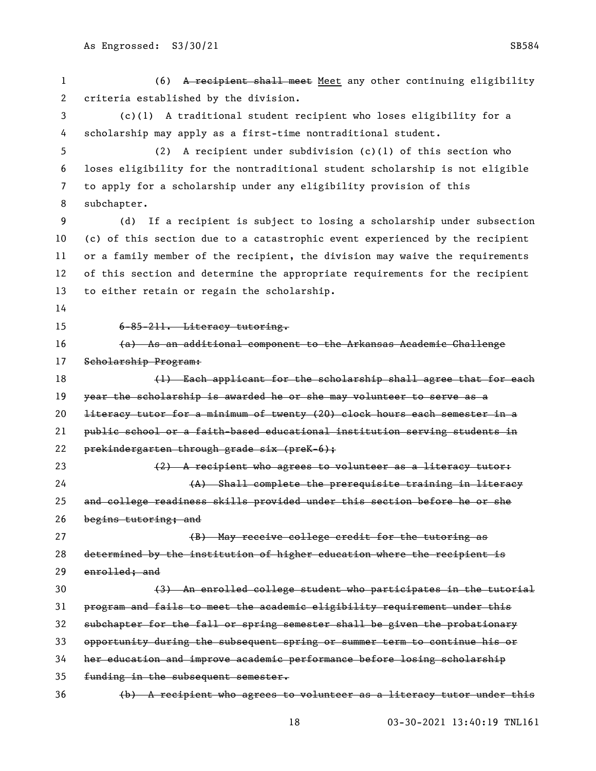(6) ~~A recipient shall meet~~ <u>Meet</u> any other continuing eligibility criteria established by the division.

(c)(1) A traditional student recipient who loses eligibility for a scholarship may apply as a first-time nontraditional student.

(2) A recipient under subdivision (c)(1) of this section who loses eligibility for the nontraditional student scholarship is not eligible to apply for a scholarship under any eligibility provision of this subchapter.

(d) If a recipient is subject to losing a scholarship under subsection (c) of this section due to a catastrophic event experienced by the recipient or a family member of the recipient, the division may waive the requirements of this section and determine the appropriate requirements for the recipient to either retain or regain the scholarship.

~~6-85-211. Literacy tutoring.~~

~~(a) As an additional component to the Arkansas Academic Challenge Scholarship Program:~~

~~(1) Each applicant for the scholarship shall agree that for each year the scholarship is awarded he or she may volunteer to serve as a literacy tutor for a minimum of twenty (20) clock hours each semester in a public school or a faith-based educational institution serving students in prekindergarten through grade six (preK-6);~~

~~(2) A recipient who agrees to volunteer as a literacy tutor:~~

~~(A) Shall complete the prerequisite training in literacy and college readiness skills provided under this section before he or she begins tutoring; and~~

~~(B) May receive college credit for the tutoring as determined by the institution of higher education where the recipient is enrolled; and~~

~~(3) An enrolled college student who participates in the tutorial program and fails to meet the academic eligibility requirement under this subchapter for the fall or spring semester shall be given the probationary opportunity during the subsequent spring or summer term to continue his or her education and improve academic performance before losing scholarship funding in the subsequent semester.~~

~~(b) A recipient who agrees to volunteer as a literacy tutor under this~~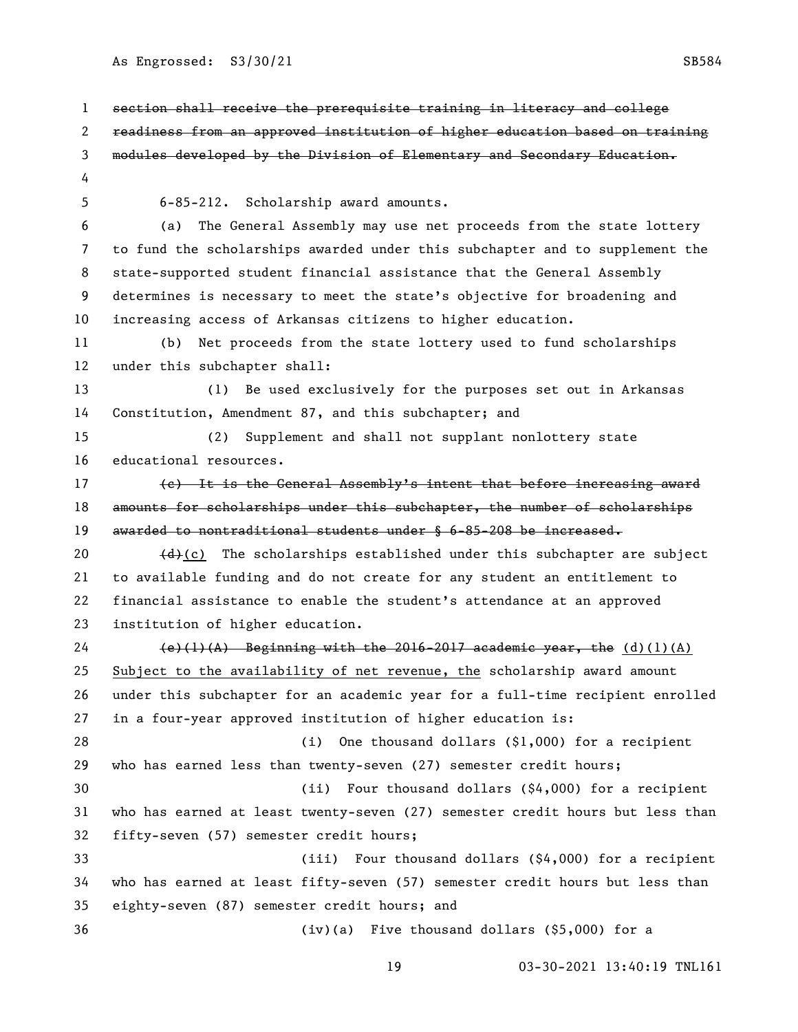~~section shall receive the prerequisite training in literacy and college readiness from an approved institution of higher education based on training modules developed by the Division of Elementary and Secondary Education.~~

6-85-212. Scholarship award amounts.

(a) The General Assembly may use net proceeds from the state lottery to fund the scholarships awarded under this subchapter and to supplement the state-supported student financial assistance that the General Assembly determines is necessary to meet the state's objective for broadening and increasing access of Arkansas citizens to higher education.

(b) Net proceeds from the state lottery used to fund scholarships under this subchapter shall:

(1) Be used exclusively for the purposes set out in Arkansas Constitution, Amendment 87, and this subchapter; and

(2) Supplement and shall not supplant nonlottery state educational resources.

~~(c) It is the General Assembly's intent that before increasing award amounts for scholarships under this subchapter, the number of scholarships awarded to nontraditional students under § 6-85-208 be increased.~~

~~(d)~~<u>(c)</u> The scholarships established under this subchapter are subject to available funding and do not create for any student an entitlement to financial assistance to enable the student's attendance at an approved institution of higher education.

~~(e)(1)(A) Beginning with the 2016-2017 academic year, the~~ <u>(d)(1)(A) Subject to the availability of net revenue, the</u> scholarship award amount under this subchapter for an academic year for a full-time recipient enrolled in a four-year approved institution of higher education is:

(i) One thousand dollars ($1,000) for a recipient who has earned less than twenty-seven (27) semester credit hours;

(ii) Four thousand dollars ($4,000) for a recipient who has earned at least twenty-seven (27) semester credit hours but less than fifty-seven (57) semester credit hours;

(iii) Four thousand dollars ($4,000) for a recipient who has earned at least fifty-seven (57) semester credit hours but less than eighty-seven (87) semester credit hours; and

(iv)(a) Five thousand dollars ($5,000) for a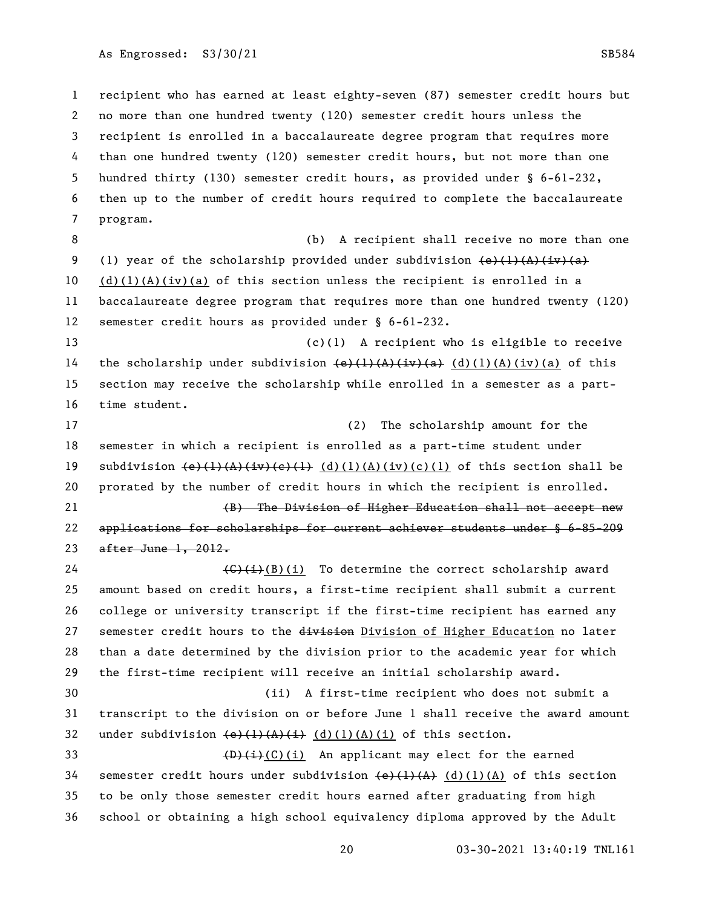recipient who has earned at least eighty-seven (87) semester credit hours but no more than one hundred twenty (120) semester credit hours unless the recipient is enrolled in a baccalaureate degree program that requires more than one hundred twenty (120) semester credit hours, but not more than one hundred thirty (130) semester credit hours, as provided under § 6-61-232, then up to the number of credit hours required to complete the baccalaureate program.

(b) A recipient shall receive no more than one (1) year of the scholarship provided under subdivision ~~(e)(1)(A)(iv)(a)~~ (d)(1)(A)(iv)(a) of this section unless the recipient is enrolled in a baccalaureate degree program that requires more than one hundred twenty (120) semester credit hours as provided under § 6-61-232.

(c)(1) A recipient who is eligible to receive the scholarship under subdivision ~~(e)(1)(A)(iv)(a)~~ (d)(1)(A)(iv)(a) of this section may receive the scholarship while enrolled in a semester as a part-time student.

(2) The scholarship amount for the semester in which a recipient is enrolled as a part-time student under subdivision ~~(e)(1)(A)(iv)(c)(1)~~ (d)(1)(A)(iv)(c)(1) of this section shall be prorated by the number of credit hours in which the recipient is enrolled.

~~(B) The Division of Higher Education shall not accept new applications for scholarships for current achiever students under § 6-85-209 after June 1, 2012.~~

~~(C)(i)~~(B)(i) To determine the correct scholarship award amount based on credit hours, a first-time recipient shall submit a current college or university transcript if the first-time recipient has earned any semester credit hours to the ~~division~~ Division of Higher Education no later than a date determined by the division prior to the academic year for which the first-time recipient will receive an initial scholarship award.

(ii) A first-time recipient who does not submit a transcript to the division on or before June 1 shall receive the award amount under subdivision ~~(e)(1)(A)(i)~~ (d)(1)(A)(i) of this section.

~~(D)(i)~~(C)(i) An applicant may elect for the earned semester credit hours under subdivision ~~(e)(1)(A)~~ (d)(1)(A) of this section to be only those semester credit hours earned after graduating from high school or obtaining a high school equivalency diploma approved by the Adult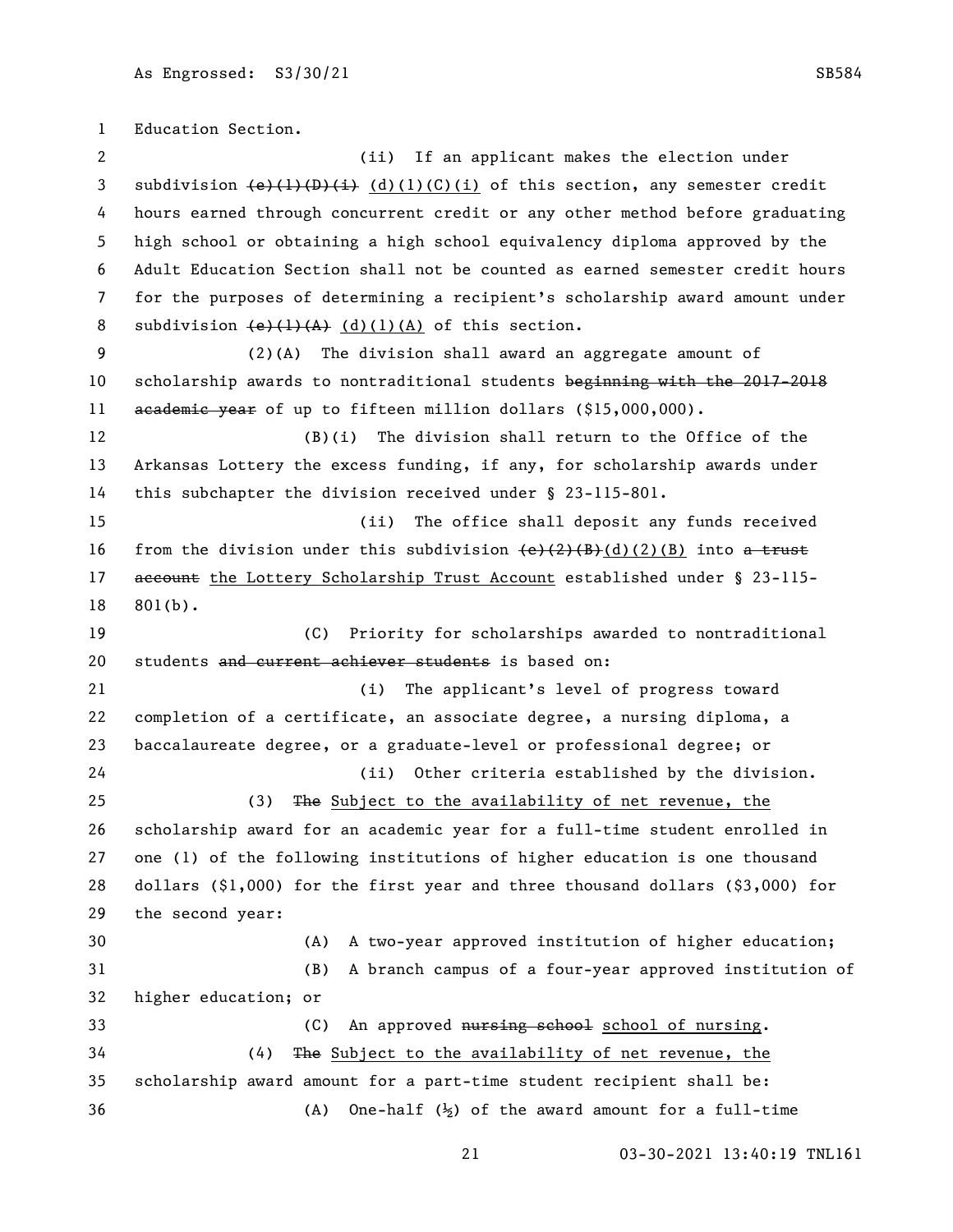Education Section.

(ii) If an applicant makes the election under subdivision ~~(e)(1)(D)(i)~~ <u>(d)(1)(C)(i)</u> of this section, any semester credit hours earned through concurrent credit or any other method before graduating high school or obtaining a high school equivalency diploma approved by the Adult Education Section shall not be counted as earned semester credit hours for the purposes of determining a recipient's scholarship award amount under subdivision ~~(e)(1)(A)~~ <u>(d)(1)(A)</u> of this section.

(2)(A) The division shall award an aggregate amount of scholarship awards to nontraditional students ~~beginning with the 2017-2018 academic year~~ of up to fifteen million dollars ($15,000,000).

(B)(i) The division shall return to the Office of the Arkansas Lottery the excess funding, if any, for scholarship awards under this subchapter the division received under § 23-115-801.

(ii) The office shall deposit any funds received from the division under this subdivision ~~(e)(2)(B)~~<u>(d)(2)(B)</u> into ~~a trust account~~ <u>the Lottery Scholarship Trust Account</u> established under § 23-115-801(b).

(C) Priority for scholarships awarded to nontraditional students ~~and current achiever students~~ is based on:

(i) The applicant's level of progress toward completion of a certificate, an associate degree, a nursing diploma, a baccalaureate degree, or a graduate-level or professional degree; or

(ii) Other criteria established by the division.

(3) ~~The~~ <u>Subject to the availability of net revenue, the</u> scholarship award for an academic year for a full-time student enrolled in one (1) of the following institutions of higher education is one thousand dollars ($1,000) for the first year and three thousand dollars ($3,000) for the second year:

(A) A two-year approved institution of higher education;

(B) A branch campus of a four-year approved institution of higher education; or

(C) An approved ~~nursing school~~ <u>school of nursing</u>.

(4) ~~The~~ <u>Subject to the availability of net revenue, the</u> scholarship award amount for a part-time student recipient shall be:

(A) One-half (½) of the award amount for a full-time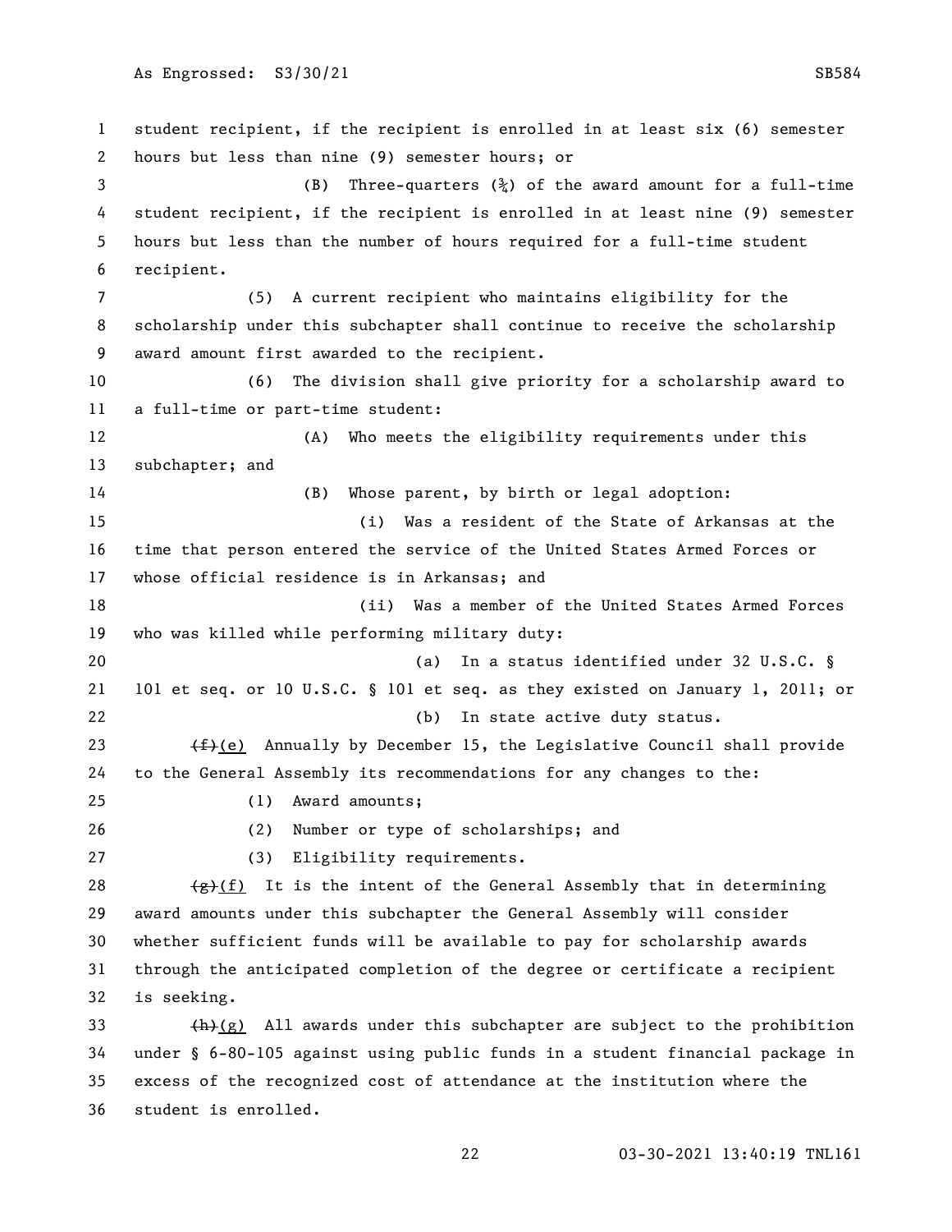student recipient, if the recipient is enrolled in at least six (6) semester hours but less than nine (9) semester hours; or

(B) Three-quarters (¾) of the award amount for a full-time student recipient, if the recipient is enrolled in at least nine (9) semester hours but less than the number of hours required for a full-time student recipient.

(5) A current recipient who maintains eligibility for the scholarship under this subchapter shall continue to receive the scholarship award amount first awarded to the recipient.

(6) The division shall give priority for a scholarship award to a full-time or part-time student:

(A) Who meets the eligibility requirements under this subchapter; and

(B) Whose parent, by birth or legal adoption:

(i) Was a resident of the State of Arkansas at the time that person entered the service of the United States Armed Forces or whose official residence is in Arkansas; and

(ii) Was a member of the United States Armed Forces who was killed while performing military duty:

(a) In a status identified under 32 U.S.C. § 101 et seq. or 10 U.S.C. § 101 et seq. as they existed on January 1, 2011; or

(b) In state active duty status.

~~(f)~~(e) Annually by December 15, the Legislative Council shall provide to the General Assembly its recommendations for any changes to the:

(1) Award amounts;

(2) Number or type of scholarships; and

(3) Eligibility requirements.

~~(g)~~(f) It is the intent of the General Assembly that in determining award amounts under this subchapter the General Assembly will consider whether sufficient funds will be available to pay for scholarship awards through the anticipated completion of the degree or certificate a recipient is seeking.

~~(h)~~(g) All awards under this subchapter are subject to the prohibition under § 6-80-105 against using public funds in a student financial package in excess of the recognized cost of attendance at the institution where the student is enrolled.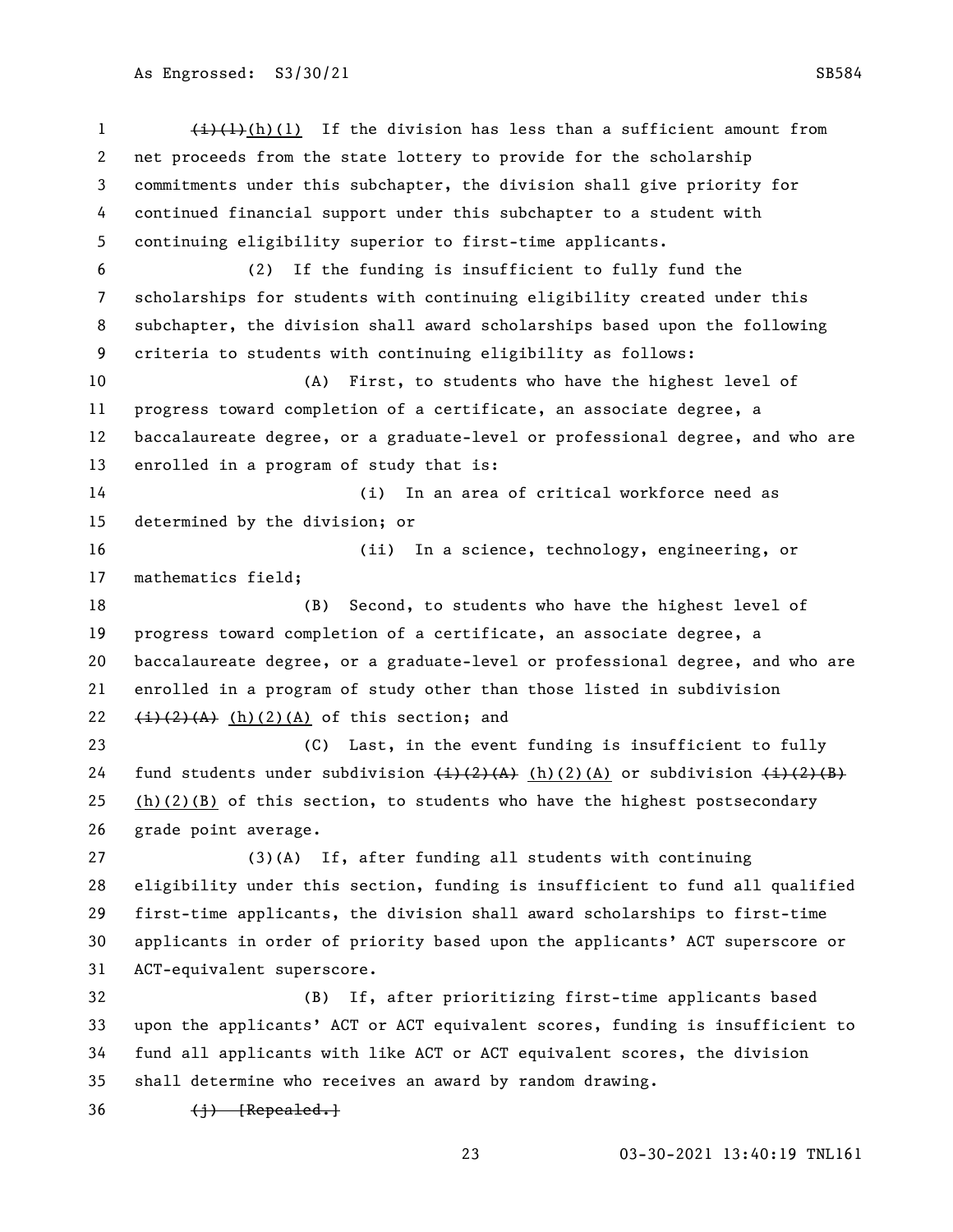~~(i)(1)~~<u>(h)(1)</u> If the division has less than a sufficient amount from net proceeds from the state lottery to provide for the scholarship commitments under this subchapter, the division shall give priority for continued financial support under this subchapter to a student with continuing eligibility superior to first-time applicants.

(2) If the funding is insufficient to fully fund the scholarships for students with continuing eligibility created under this subchapter, the division shall award scholarships based upon the following criteria to students with continuing eligibility as follows:

(A) First, to students who have the highest level of progress toward completion of a certificate, an associate degree, a baccalaureate degree, or a graduate-level or professional degree, and who are enrolled in a program of study that is:

(i) In an area of critical workforce need as determined by the division; or

(ii) In a science, technology, engineering, or mathematics field;

(B) Second, to students who have the highest level of progress toward completion of a certificate, an associate degree, a baccalaureate degree, or a graduate-level or professional degree, and who are enrolled in a program of study other than those listed in subdivision ~~(i)(2)(A)~~ <u>(h)(2)(A)</u> of this section; and

(C) Last, in the event funding is insufficient to fully fund students under subdivision ~~(i)(2)(A)~~ <u>(h)(2)(A)</u> or subdivision ~~(i)(2)(B)~~ <u>(h)(2)(B)</u> of this section, to students who have the highest postsecondary grade point average.

(3)(A) If, after funding all students with continuing eligibility under this section, funding is insufficient to fund all qualified first-time applicants, the division shall award scholarships to first-time applicants in order of priority based upon the applicants' ACT superscore or ACT-equivalent superscore.

(B) If, after prioritizing first-time applicants based upon the applicants' ACT or ACT equivalent scores, funding is insufficient to fund all applicants with like ACT or ACT equivalent scores, the division shall determine who receives an award by random drawing.

~~(j) [Repealed.]~~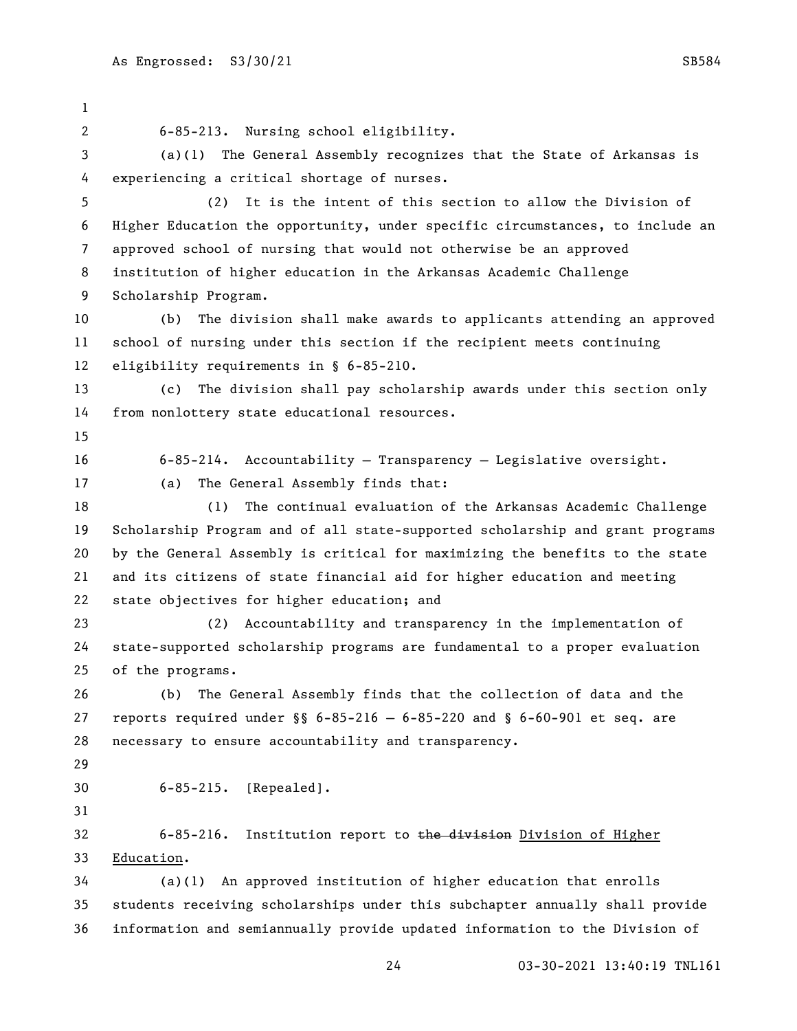6-85-213. Nursing school eligibility.

(a)(1) The General Assembly recognizes that the State of Arkansas is experiencing a critical shortage of nurses.

(2) It is the intent of this section to allow the Division of Higher Education the opportunity, under specific circumstances, to include an approved school of nursing that would not otherwise be an approved institution of higher education in the Arkansas Academic Challenge Scholarship Program.

(b) The division shall make awards to applicants attending an approved school of nursing under this section if the recipient meets continuing eligibility requirements in § 6-85-210.

(c) The division shall pay scholarship awards under this section only from nonlottery state educational resources.

6-85-214. Accountability — Transparency — Legislative oversight.

(a) The General Assembly finds that:

(1) The continual evaluation of the Arkansas Academic Challenge Scholarship Program and of all state-supported scholarship and grant programs by the General Assembly is critical for maximizing the benefits to the state and its citizens of state financial aid for higher education and meeting state objectives for higher education; and

(2) Accountability and transparency in the implementation of state-supported scholarship programs are fundamental to a proper evaluation of the programs.

(b) The General Assembly finds that the collection of data and the reports required under §§ 6-85-216 — 6-85-220 and § 6-60-901 et seq. are necessary to ensure accountability and transparency.

6-85-215. [Repealed].

6-85-216. Institution report to ~~the division~~ Division of Higher Education.

(a)(1) An approved institution of higher education that enrolls students receiving scholarships under this subchapter annually shall provide information and semiannually provide updated information to the Division of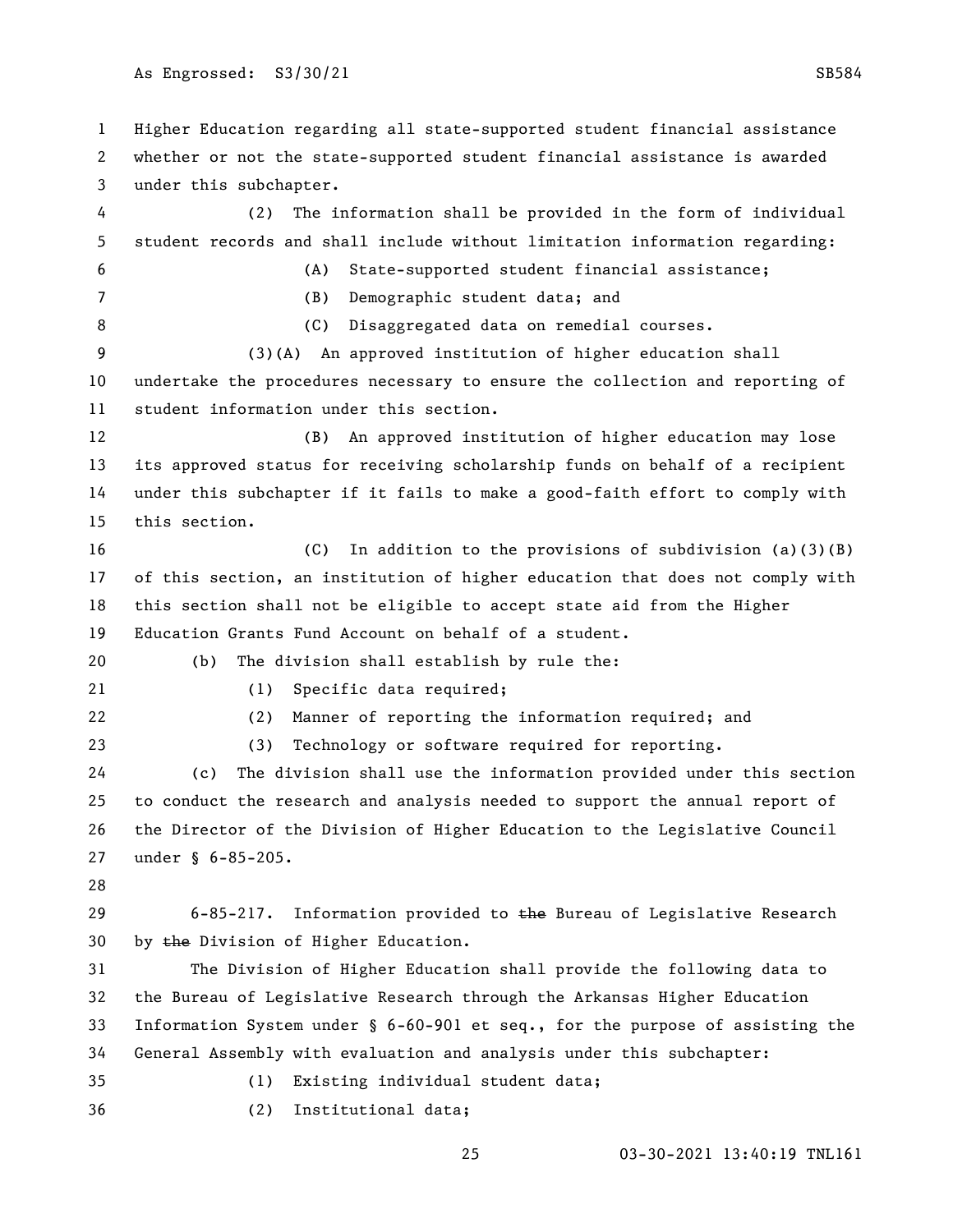Higher Education regarding all state-supported student financial assistance whether or not the state-supported student financial assistance is awarded under this subchapter.

(2) The information shall be provided in the form of individual student records and shall include without limitation information regarding:

(A) State-supported student financial assistance;

(B) Demographic student data; and

(C) Disaggregated data on remedial courses.

(3)(A) An approved institution of higher education shall undertake the procedures necessary to ensure the collection and reporting of student information under this section.

(B) An approved institution of higher education may lose its approved status for receiving scholarship funds on behalf of a recipient under this subchapter if it fails to make a good-faith effort to comply with this section.

(C) In addition to the provisions of subdivision (a)(3)(B) of this section, an institution of higher education that does not comply with this section shall not be eligible to accept state aid from the Higher Education Grants Fund Account on behalf of a student.

(b) The division shall establish by rule the:

(1) Specific data required;

(2) Manner of reporting the information required; and

(3) Technology or software required for reporting.

(c) The division shall use the information provided under this section to conduct the research and analysis needed to support the annual report of the Director of the Division of Higher Education to the Legislative Council under § 6-85-205.

6-85-217. Information provided to ~~the~~ Bureau of Legislative Research by ~~the~~ Division of Higher Education.

The Division of Higher Education shall provide the following data to the Bureau of Legislative Research through the Arkansas Higher Education Information System under § 6-60-901 et seq., for the purpose of assisting the General Assembly with evaluation and analysis under this subchapter:

(1) Existing individual student data;

(2) Institutional data;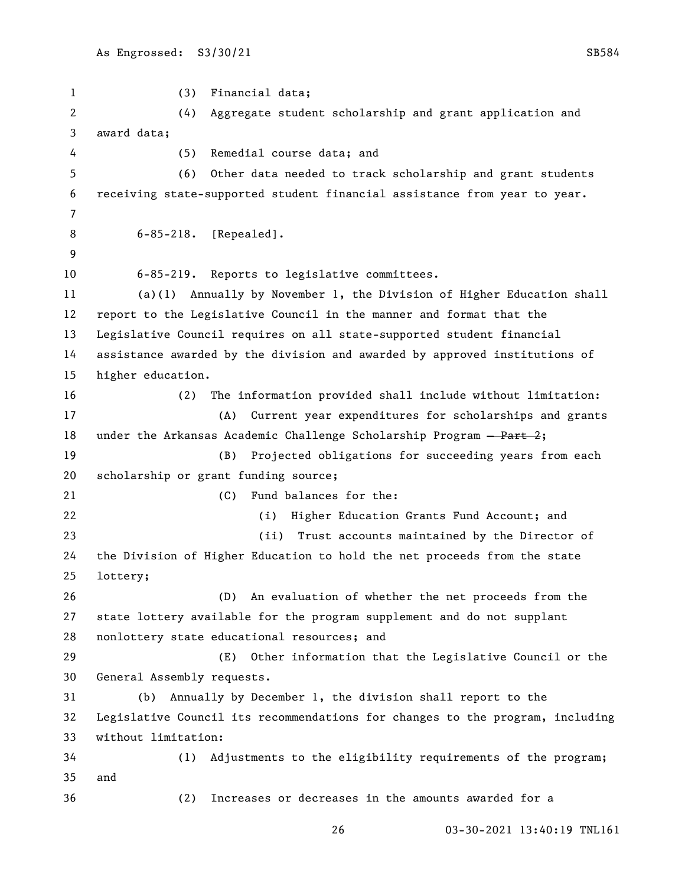(3) Financial data;

(4) Aggregate student scholarship and grant application and award data;

(5) Remedial course data; and

(6) Other data needed to track scholarship and grant students receiving state-supported student financial assistance from year to year.

6-85-218. [Repealed].

6-85-219. Reports to legislative committees.

(a)(1) Annually by November 1, the Division of Higher Education shall report to the Legislative Council in the manner and format that the Legislative Council requires on all state-supported student financial assistance awarded by the division and awarded by approved institutions of higher education.

(2) The information provided shall include without limitation:

(A) Current year expenditures for scholarships and grants under the Arkansas Academic Challenge Scholarship Program ~~— Part 2~~;

(B) Projected obligations for succeeding years from each scholarship or grant funding source;

(C) Fund balances for the:

(i) Higher Education Grants Fund Account; and

(ii) Trust accounts maintained by the Director of the Division of Higher Education to hold the net proceeds from the state lottery;

(D) An evaluation of whether the net proceeds from the state lottery available for the program supplement and do not supplant nonlottery state educational resources; and

(E) Other information that the Legislative Council or the General Assembly requests.

(b) Annually by December 1, the division shall report to the Legislative Council its recommendations for changes to the program, including without limitation:

(1) Adjustments to the eligibility requirements of the program; and

(2) Increases or decreases in the amounts awarded for a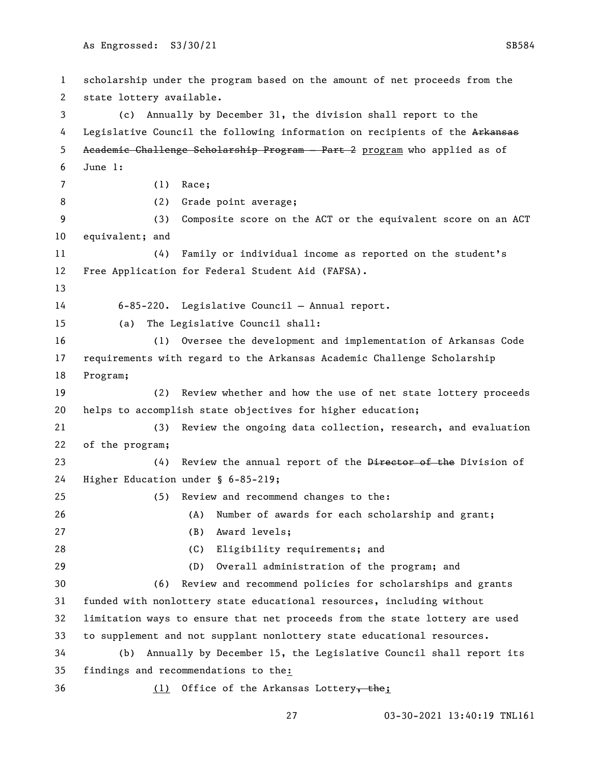scholarship under the program based on the amount of net proceeds from the state lottery available.

(c) Annually by December 31, the division shall report to the Legislative Council the following information on recipients of the ~~Arkansas Academic Challenge Scholarship Program — Part 2~~ program who applied as of June 1:

(1) Race;

(2) Grade point average;

(3) Composite score on the ACT or the equivalent score on an ACT equivalent; and

(4) Family or individual income as reported on the student's Free Application for Federal Student Aid (FAFSA).

6-85-220. Legislative Council — Annual report.

(a) The Legislative Council shall:

(1) Oversee the development and implementation of Arkansas Code requirements with regard to the Arkansas Academic Challenge Scholarship Program;

(2) Review whether and how the use of net state lottery proceeds helps to accomplish state objectives for higher education;

(3) Review the ongoing data collection, research, and evaluation of the program;

(4) Review the annual report of the ~~Director of the~~ Division of Higher Education under § 6-85-219;

(5) Review and recommend changes to the:

(A) Number of awards for each scholarship and grant;

(B) Award levels;

(C) Eligibility requirements; and

(D) Overall administration of the program; and

(6) Review and recommend policies for scholarships and grants funded with nonlottery state educational resources, including without limitation ways to ensure that net proceeds from the state lottery are used to supplement and not supplant nonlottery state educational resources.

(b) Annually by December 15, the Legislative Council shall report its findings and recommendations to the:

(1) Office of the Arkansas Lottery~~, the~~;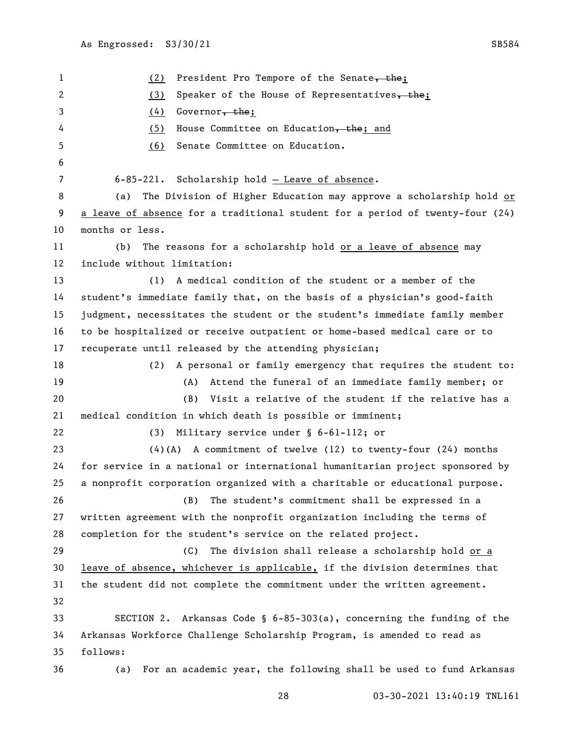(2) President Pro Tempore of the Senate~~, the~~;

(3) Speaker of the House of Representatives~~, the~~;

(4) Governor~~, the~~;

(5) House Committee on Education~~, the~~; and

(6) Senate Committee on Education.

6-85-221. Scholarship hold – Leave of absence.

(a) The Division of Higher Education may approve a scholarship hold or a leave of absence for a traditional student for a period of twenty-four (24) months or less.

(b) The reasons for a scholarship hold or a leave of absence may include without limitation:

(1) A medical condition of the student or a member of the student's immediate family that, on the basis of a physician's good-faith judgment, necessitates the student or the student's immediate family member to be hospitalized or receive outpatient or home-based medical care or to recuperate until released by the attending physician;

(2) A personal or family emergency that requires the student to:

(A) Attend the funeral of an immediate family member; or

(B) Visit a relative of the student if the relative has a medical condition in which death is possible or imminent;

(3) Military service under § 6-61-112; or

(4)(A) A commitment of twelve (12) to twenty-four (24) months for service in a national or international humanitarian project sponsored by a nonprofit corporation organized with a charitable or educational purpose.

(B) The student's commitment shall be expressed in a written agreement with the nonprofit organization including the terms of completion for the student's service on the related project.

(C) The division shall release a scholarship hold or a leave of absence, whichever is applicable, if the division determines that the student did not complete the commitment under the written agreement.

SECTION 2. Arkansas Code § 6-85-303(a), concerning the funding of the Arkansas Workforce Challenge Scholarship Program, is amended to read as follows:

(a) For an academic year, the following shall be used to fund Arkansas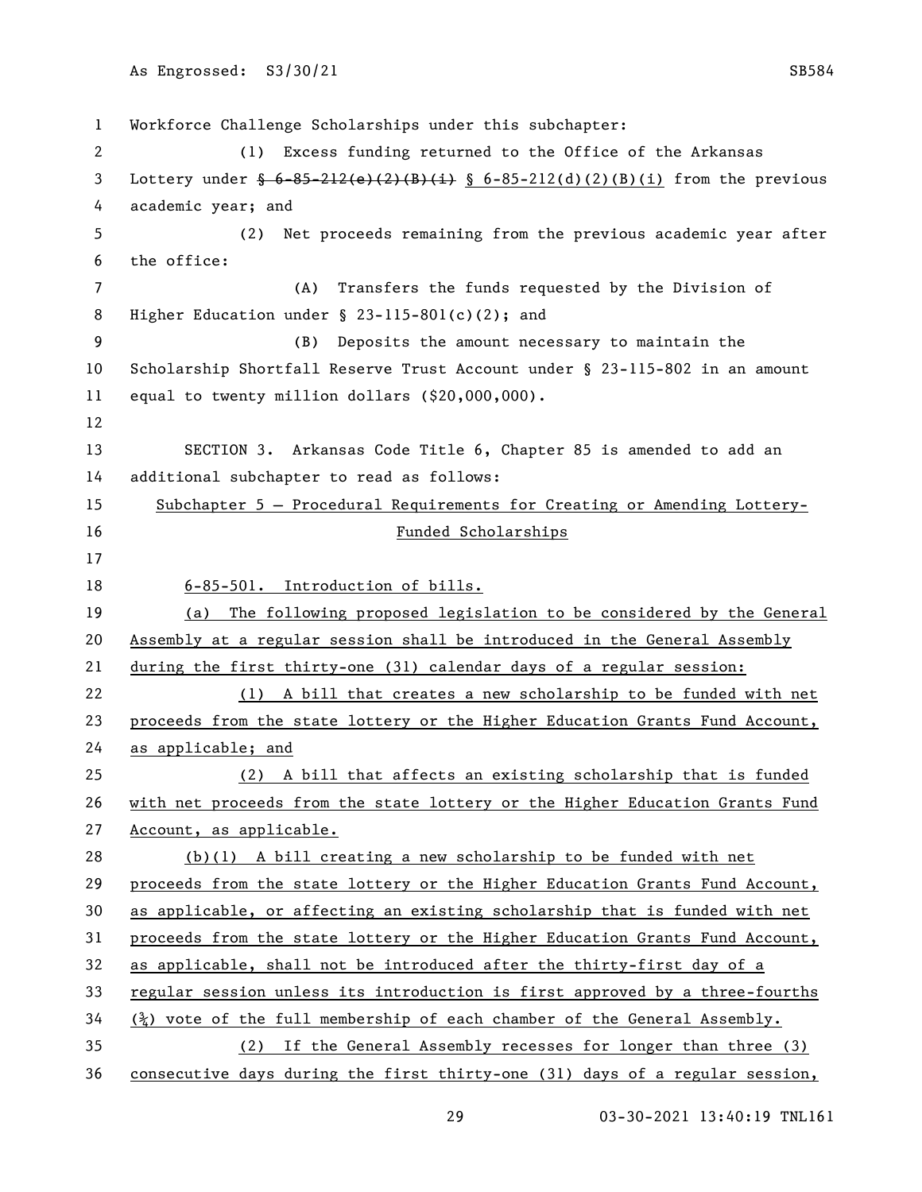Workforce Challenge Scholarships under this subchapter:

(1) Excess funding returned to the Office of the Arkansas Lottery under ~~§ 6-85-212(e)(2)(B)(i)~~ § 6-85-212(d)(2)(B)(i) from the previous academic year; and

(2) Net proceeds remaining from the previous academic year after the office:

(A) Transfers the funds requested by the Division of Higher Education under § 23-115-801(c)(2); and

(B) Deposits the amount necessary to maintain the Scholarship Shortfall Reserve Trust Account under § 23-115-802 in an amount equal to twenty million dollars ($20,000,000).

SECTION 3. Arkansas Code Title 6, Chapter 85 is amended to add an additional subchapter to read as follows:

Subchapter 5 — Procedural Requirements for Creating or Amending Lottery-Funded Scholarships

6-85-501. Introduction of bills.

(a) The following proposed legislation to be considered by the General Assembly at a regular session shall be introduced in the General Assembly during the first thirty-one (31) calendar days of a regular session:

(1) A bill that creates a new scholarship to be funded with net proceeds from the state lottery or the Higher Education Grants Fund Account, as applicable; and

(2) A bill that affects an existing scholarship that is funded with net proceeds from the state lottery or the Higher Education Grants Fund Account, as applicable.

(b)(1) A bill creating a new scholarship to be funded with net proceeds from the state lottery or the Higher Education Grants Fund Account, as applicable, or affecting an existing scholarship that is funded with net proceeds from the state lottery or the Higher Education Grants Fund Account, as applicable, shall not be introduced after the thirty-first day of a regular session unless its introduction is first approved by a three-fourths (¾) vote of the full membership of each chamber of the General Assembly.

(2) If the General Assembly recesses for longer than three (3) consecutive days during the first thirty-one (31) days of a regular session,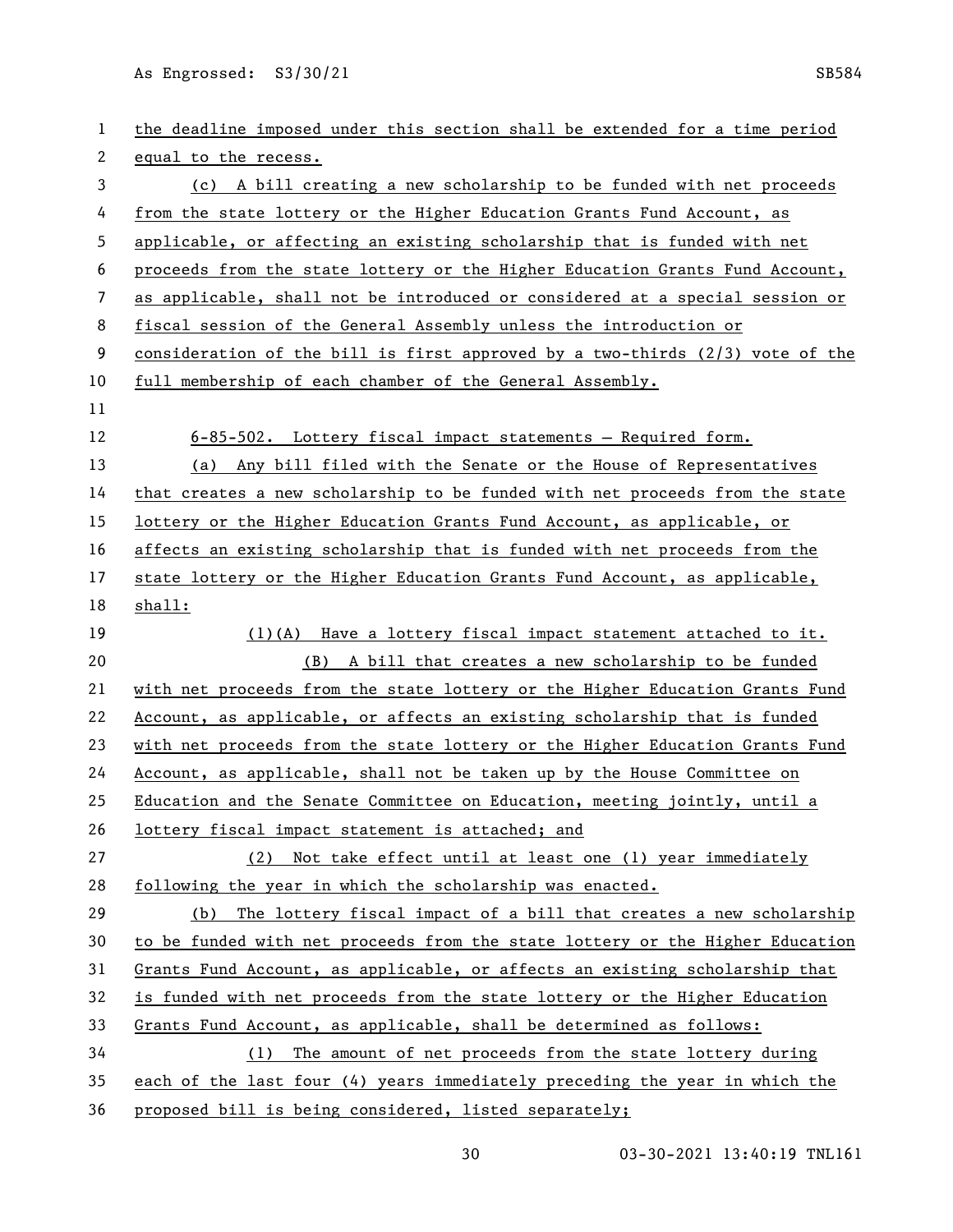the deadline imposed under this section shall be extended for a time period equal to the recess.

(c) A bill creating a new scholarship to be funded with net proceeds from the state lottery or the Higher Education Grants Fund Account, as applicable, or affecting an existing scholarship that is funded with net proceeds from the state lottery or the Higher Education Grants Fund Account, as applicable, shall not be introduced or considered at a special session or fiscal session of the General Assembly unless the introduction or consideration of the bill is first approved by a two-thirds (2/3) vote of the full membership of each chamber of the General Assembly.

6-85-502. Lottery fiscal impact statements — Required form.

(a) Any bill filed with the Senate or the House of Representatives that creates a new scholarship to be funded with net proceeds from the state lottery or the Higher Education Grants Fund Account, as applicable, or affects an existing scholarship that is funded with net proceeds from the state lottery or the Higher Education Grants Fund Account, as applicable, shall:

(1)(A) Have a lottery fiscal impact statement attached to it.

(B) A bill that creates a new scholarship to be funded with net proceeds from the state lottery or the Higher Education Grants Fund Account, as applicable, or affects an existing scholarship that is funded with net proceeds from the state lottery or the Higher Education Grants Fund Account, as applicable, shall not be taken up by the House Committee on Education and the Senate Committee on Education, meeting jointly, until a lottery fiscal impact statement is attached; and

(2) Not take effect until at least one (1) year immediately following the year in which the scholarship was enacted.

(b) The lottery fiscal impact of a bill that creates a new scholarship to be funded with net proceeds from the state lottery or the Higher Education Grants Fund Account, as applicable, or affects an existing scholarship that is funded with net proceeds from the state lottery or the Higher Education Grants Fund Account, as applicable, shall be determined as follows:

(1) The amount of net proceeds from the state lottery during each of the last four (4) years immediately preceding the year in which the proposed bill is being considered, listed separately;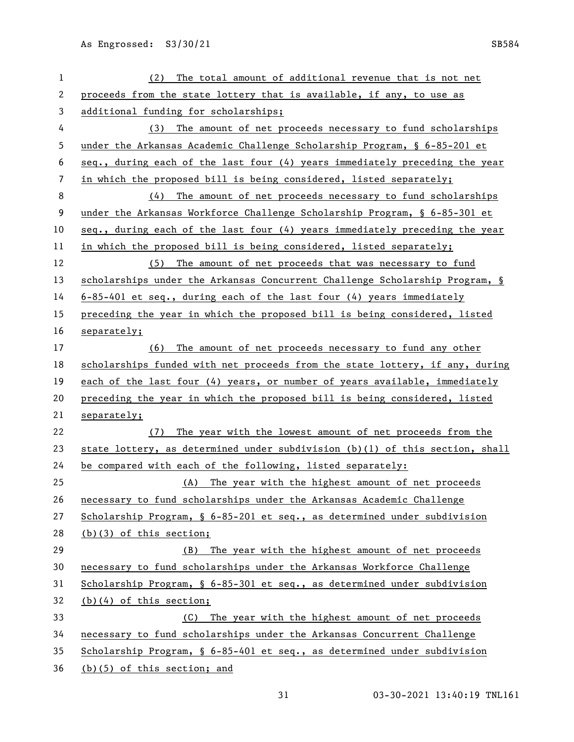(2) The total amount of additional revenue that is not net proceeds from the state lottery that is available, if any, to use as additional funding for scholarships;

(3) The amount of net proceeds necessary to fund scholarships under the Arkansas Academic Challenge Scholarship Program, § 6-85-201 et seq., during each of the last four (4) years immediately preceding the year in which the proposed bill is being considered, listed separately;

(4) The amount of net proceeds necessary to fund scholarships under the Arkansas Workforce Challenge Scholarship Program, § 6-85-301 et seq., during each of the last four (4) years immediately preceding the year in which the proposed bill is being considered, listed separately;

(5) The amount of net proceeds that was necessary to fund scholarships under the Arkansas Concurrent Challenge Scholarship Program, § 6-85-401 et seq., during each of the last four (4) years immediately preceding the year in which the proposed bill is being considered, listed separately;

(6) The amount of net proceeds necessary to fund any other scholarships funded with net proceeds from the state lottery, if any, during each of the last four (4) years, or number of years available, immediately preceding the year in which the proposed bill is being considered, listed separately;

(7) The year with the lowest amount of net proceeds from the state lottery, as determined under subdivision (b)(1) of this section, shall be compared with each of the following, listed separately:

(A) The year with the highest amount of net proceeds necessary to fund scholarships under the Arkansas Academic Challenge Scholarship Program, § 6-85-201 et seq., as determined under subdivision (b)(3) of this section;

(B) The year with the highest amount of net proceeds necessary to fund scholarships under the Arkansas Workforce Challenge Scholarship Program, § 6-85-301 et seq., as determined under subdivision (b)(4) of this section;

(C) The year with the highest amount of net proceeds necessary to fund scholarships under the Arkansas Concurrent Challenge Scholarship Program, § 6-85-401 et seq., as determined under subdivision (b)(5) of this section; and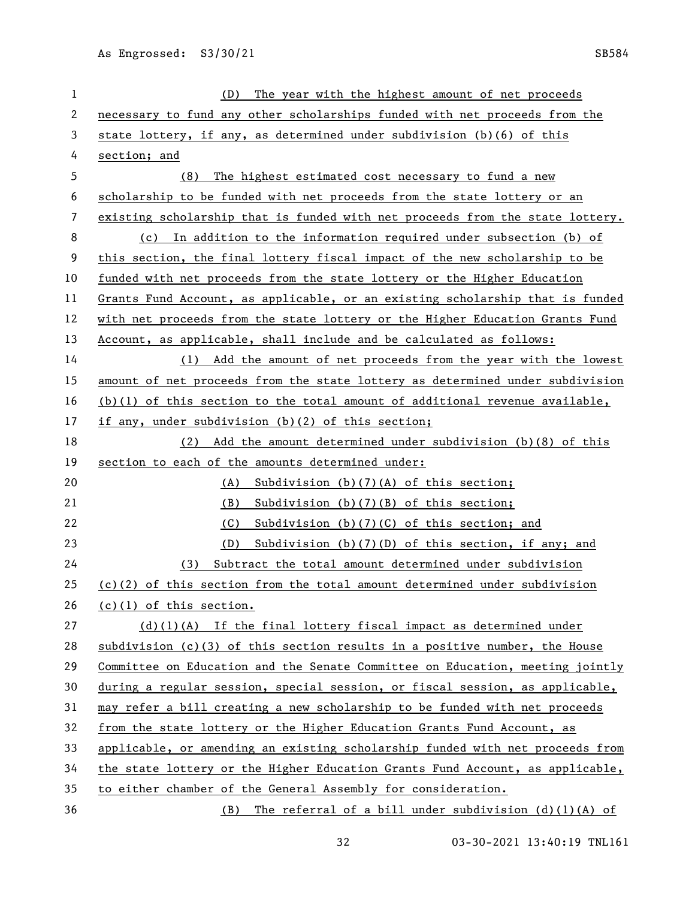(D) The year with the highest amount of net proceeds necessary to fund any other scholarships funded with net proceeds from the state lottery, if any, as determined under subdivision (b)(6) of this section; and

(8) The highest estimated cost necessary to fund a new scholarship to be funded with net proceeds from the state lottery or an existing scholarship that is funded with net proceeds from the state lottery.

(c) In addition to the information required under subsection (b) of this section, the final lottery fiscal impact of the new scholarship to be funded with net proceeds from the state lottery or the Higher Education Grants Fund Account, as applicable, or an existing scholarship that is funded with net proceeds from the state lottery or the Higher Education Grants Fund Account, as applicable, shall include and be calculated as follows:

(1) Add the amount of net proceeds from the year with the lowest amount of net proceeds from the state lottery as determined under subdivision (b)(1) of this section to the total amount of additional revenue available, if any, under subdivision (b)(2) of this section;

(2) Add the amount determined under subdivision (b)(8) of this section to each of the amounts determined under:

(A) Subdivision (b)(7)(A) of this section;

(B) Subdivision (b)(7)(B) of this section;

(C) Subdivision (b)(7)(C) of this section; and

(D) Subdivision (b)(7)(D) of this section, if any; and

(3) Subtract the total amount determined under subdivision (c)(2) of this section from the total amount determined under subdivision (c)(1) of this section.

(d)(1)(A) If the final lottery fiscal impact as determined under subdivision (c)(3) of this section results in a positive number, the House Committee on Education and the Senate Committee on Education, meeting jointly during a regular session, special session, or fiscal session, as applicable, may refer a bill creating a new scholarship to be funded with net proceeds from the state lottery or the Higher Education Grants Fund Account, as applicable, or amending an existing scholarship funded with net proceeds from the state lottery or the Higher Education Grants Fund Account, as applicable, to either chamber of the General Assembly for consideration.

(B) The referral of a bill under subdivision (d)(1)(A) of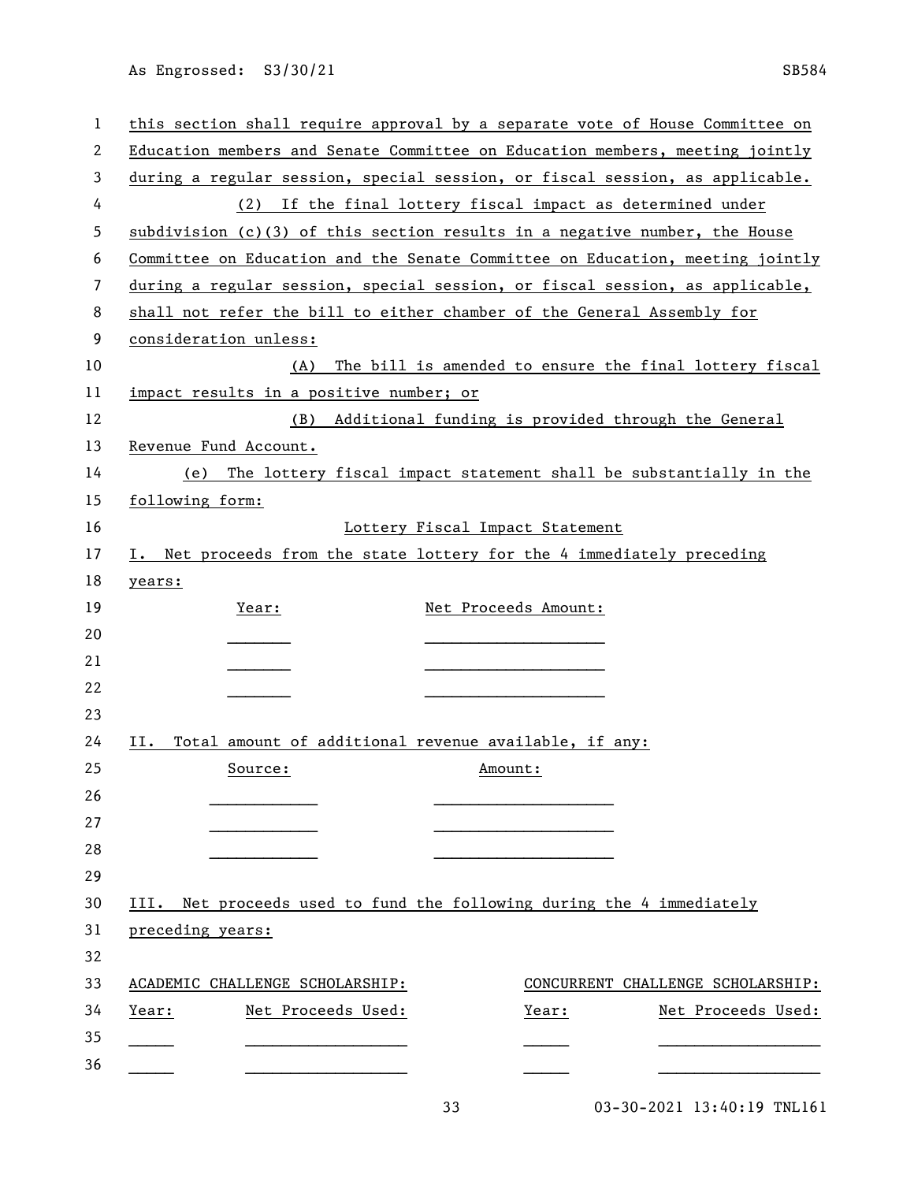this section shall require approval by a separate vote of House Committee on Education members and Senate Committee on Education members, meeting jointly during a regular session, special session, or fiscal session, as applicable.

(2) If the final lottery fiscal impact as determined under subdivision (c)(3) of this section results in a negative number, the House Committee on Education and the Senate Committee on Education, meeting jointly during a regular session, special session, or fiscal session, as applicable, shall not refer the bill to either chamber of the General Assembly for consideration unless:

(A) The bill is amended to ensure the final lottery fiscal impact results in a positive number; or

(B) Additional funding is provided through the General Revenue Fund Account.

(e) The lottery fiscal impact statement shall be substantially in the following form:

Lottery Fiscal Impact Statement

I. Net proceeds from the state lottery for the 4 immediately preceding years:

| Year: | Net Proceeds Amount: |
| --- | --- |
| _______ | ____________________ |
| _______ | ____________________ |
| _______ | ____________________ |

II. Total amount of additional revenue available, if any:

| Source: | Amount: |
| --- | --- |
| ____________ | ____________________ |
| ____________ | ____________________ |
| ____________ | ____________________ |

III. Net proceeds used to fund the following during the 4 immediately preceding years:

| ACADEMIC CHALLENGE SCHOLARSHIP: | | CONCURRENT CHALLENGE SCHOLARSHIP: | |
| --- | --- | --- | --- |
| Year: | Net Proceeds Used: | Year: | Net Proceeds Used: |
| _____ | __________________ | _____ | __________________ |
| _____ | __________________ | _____ | __________________ |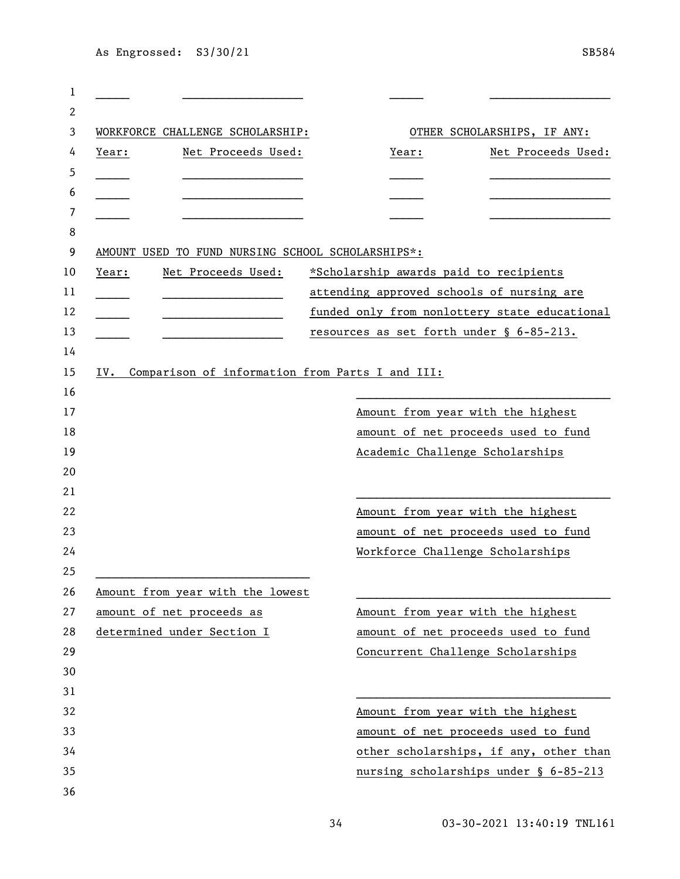| | | | |
|---|---|---|---|
| _____ | _________________ | _____ | _________________ |

| WORKFORCE CHALLENGE SCHOLARSHIP: | | OTHER SCHOLARSHIPS, IF ANY: | |
|---|---|---|---|
| Year: | Net Proceeds Used: | Year: | Net Proceeds Used: |
| _____ | _________________ | _____ | _________________ |
| _____ | _________________ | _____ | _________________ |
| _____ | _________________ | _____ | _________________ |

AMOUNT USED TO FUND NURSING SCHOOL SCHOLARSHIPS*:

| Year: | Net Proceeds Used: |
|---|---|
| _____ | _________________ |
| _____ | _________________ |
| _____ | _________________ |

*Scholarship awards paid to recipients attending approved schools of nursing are funded only from nonlottery state educational resources as set forth under § 6-85-213.

IV. Comparison of information from Parts I and III:

___________________________________
Amount from year with the highest amount of net proceeds used to fund Academic Challenge Scholarships

___________________________________
Amount from year with the highest amount of net proceeds used to fund Workforce Challenge Scholarships

_______________________________
Amount from year with the lowest amount of net proceeds as determined under Section I

___________________________________
Amount from year with the highest amount of net proceeds used to fund Concurrent Challenge Scholarships

___________________________________
Amount from year with the highest amount of net proceeds used to fund other scholarships, if any, other than nursing scholarships under § 6-85-213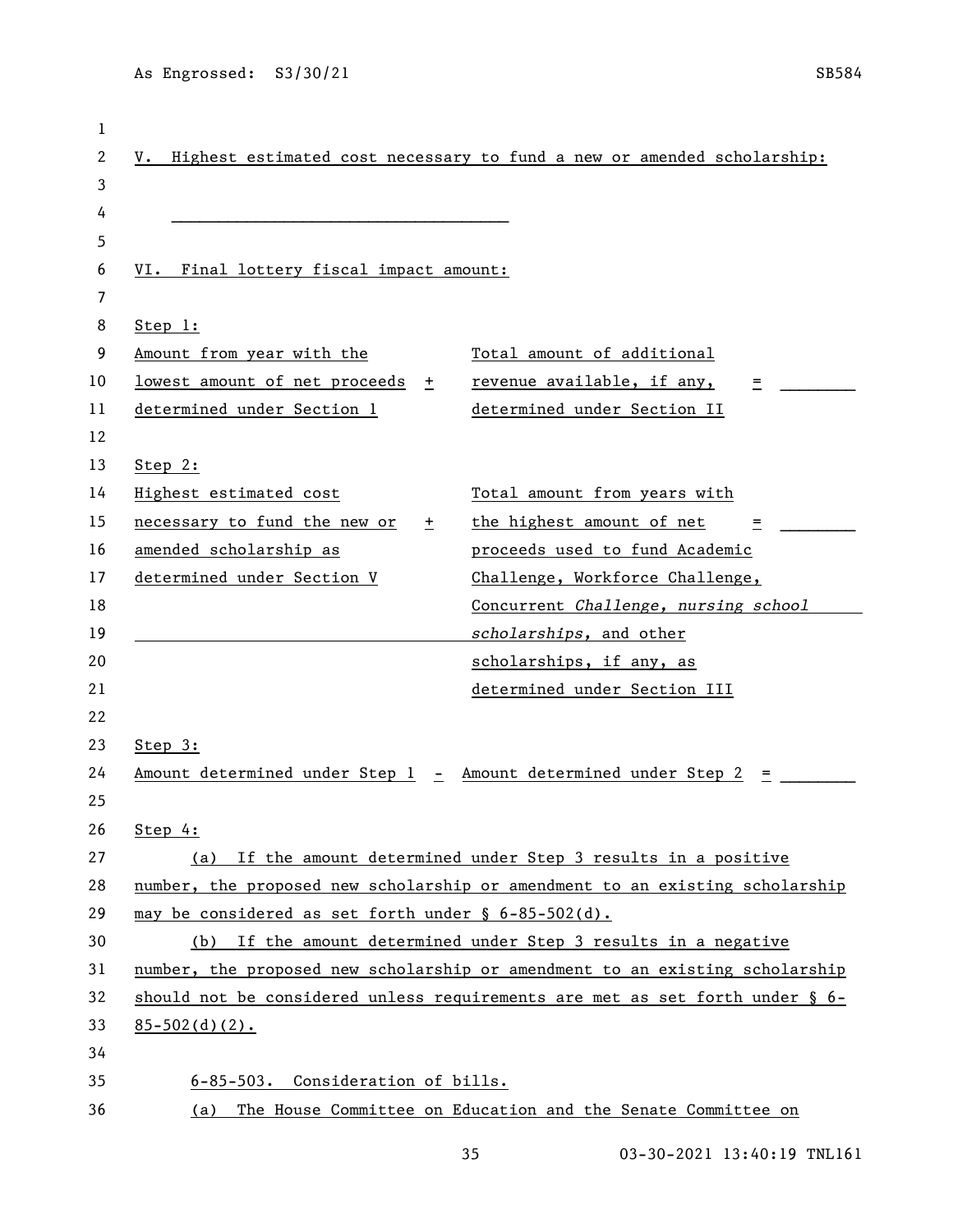V. Highest estimated cost necessary to fund a new or amended scholarship:

\_\_\_\_\_\_\_\_\_\_\_\_\_\_\_\_\_\_\_\_\_\_\_\_\_\_\_\_\_\_\_\_\_\_\_\_

VI. Final lottery fiscal impact amount:

Step 1:

| | | | | |
|---|---|---|---|---|
| Amount from year with the lowest amount of net proceeds determined under Section 1 | + | Total amount of additional revenue available, if any, determined under Section II | = | \_\_\_\_\_\_\_\_ |

Step 2:

| | | | | |
|---|---|---|---|---|
| Highest estimated cost necessary to fund the new or amended scholarship as determined under Section V | + | Total amount from years with the highest amount of net proceeds used to fund Academic Challenge, Workforce Challenge, Concurrent *Challenge, nursing school scholarships*, and other scholarships, if any, as determined under Section III | = | \_\_\_\_\_\_\_\_ |

Step 3:

Amount determined under Step 1 - Amount determined under Step 2 = \_\_\_\_\_\_\_\_

Step 4:

(a) If the amount determined under Step 3 results in a positive number, the proposed new scholarship or amendment to an existing scholarship may be considered as set forth under § 6-85-502(d).

(b) If the amount determined under Step 3 results in a negative number, the proposed new scholarship or amendment to an existing scholarship should not be considered unless requirements are met as set forth under § 6-85-502(d)(2).

6-85-503. Consideration of bills.

(a) The House Committee on Education and the Senate Committee on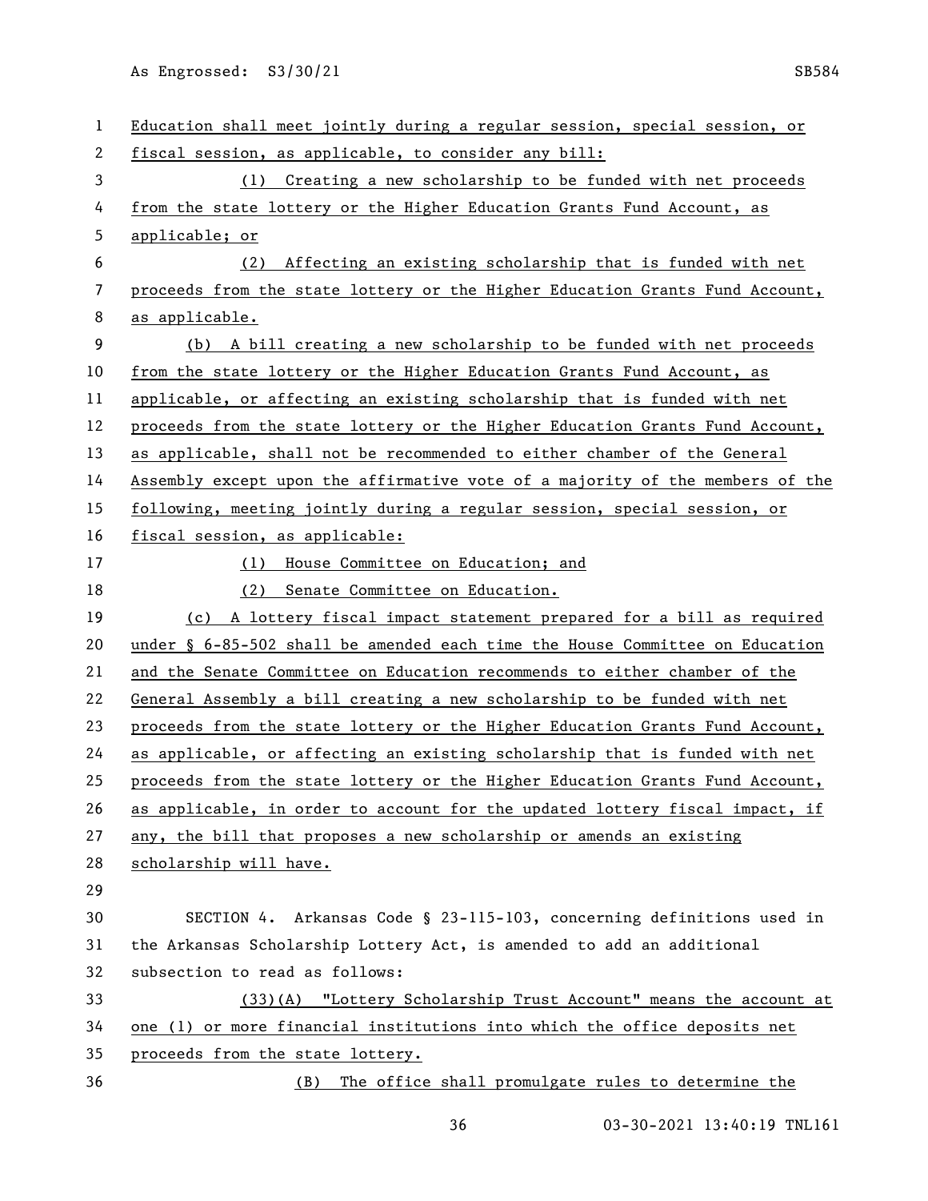Education shall meet jointly during a regular session, special session, or fiscal session, as applicable, to consider any bill:

(1) Creating a new scholarship to be funded with net proceeds from the state lottery or the Higher Education Grants Fund Account, as applicable; or

(2) Affecting an existing scholarship that is funded with net proceeds from the state lottery or the Higher Education Grants Fund Account, as applicable.

(b) A bill creating a new scholarship to be funded with net proceeds from the state lottery or the Higher Education Grants Fund Account, as applicable, or affecting an existing scholarship that is funded with net proceeds from the state lottery or the Higher Education Grants Fund Account, as applicable, shall not be recommended to either chamber of the General Assembly except upon the affirmative vote of a majority of the members of the following, meeting jointly during a regular session, special session, or fiscal session, as applicable:

(1) House Committee on Education; and

(2) Senate Committee on Education.

(c) A lottery fiscal impact statement prepared for a bill as required under § 6-85-502 shall be amended each time the House Committee on Education and the Senate Committee on Education recommends to either chamber of the General Assembly a bill creating a new scholarship to be funded with net proceeds from the state lottery or the Higher Education Grants Fund Account, as applicable, or affecting an existing scholarship that is funded with net proceeds from the state lottery or the Higher Education Grants Fund Account, as applicable, in order to account for the updated lottery fiscal impact, if any, the bill that proposes a new scholarship or amends an existing scholarship will have.

SECTION 4. Arkansas Code § 23-115-103, concerning definitions used in the Arkansas Scholarship Lottery Act, is amended to add an additional subsection to read as follows:

(33)(A) "Lottery Scholarship Trust Account" means the account at one (1) or more financial institutions into which the office deposits net proceeds from the state lottery.

(B) The office shall promulgate rules to determine the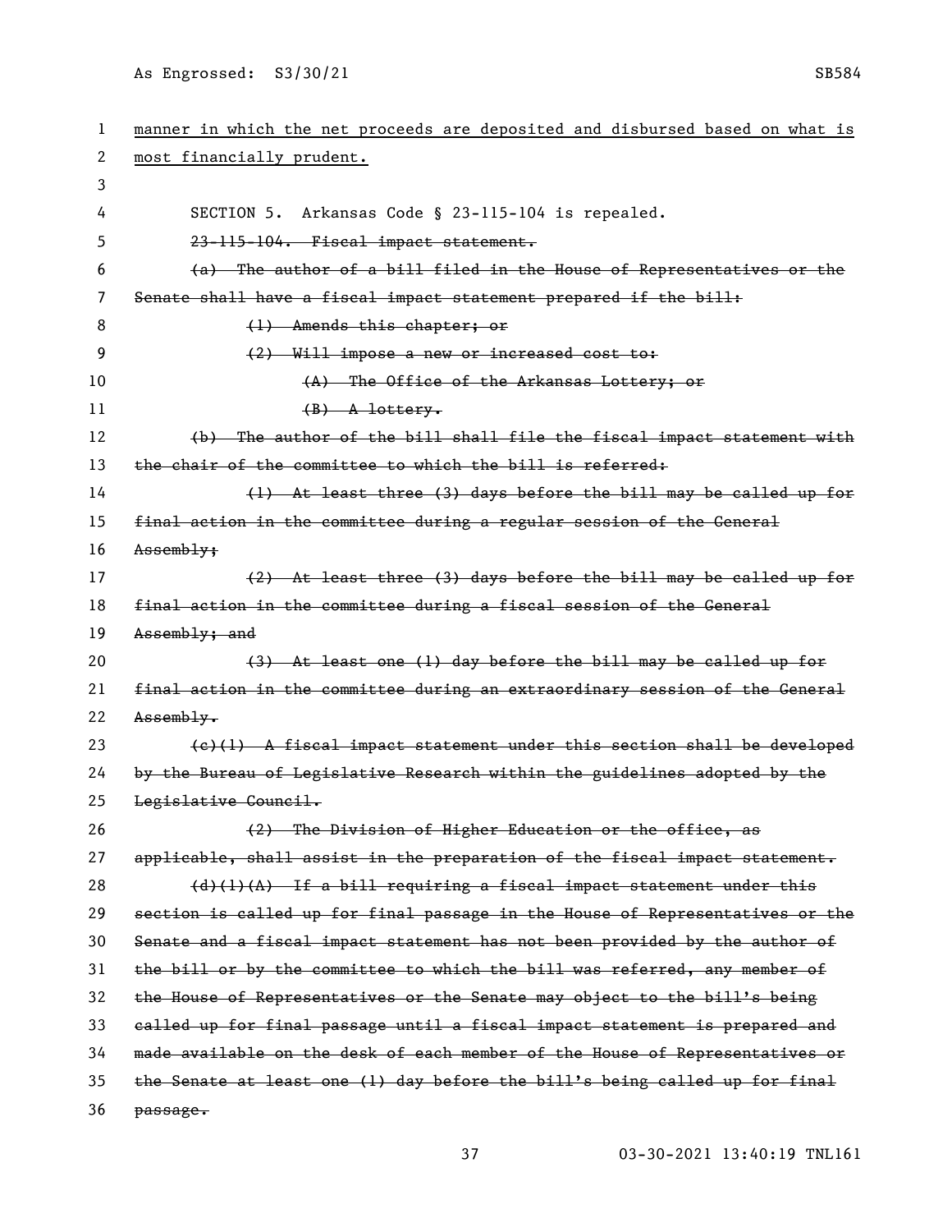manner in which the net proceeds are deposited and disbursed based on what is most financially prudent.

SECTION 5. Arkansas Code § 23-115-104 is repealed.

~~23-115-104. Fiscal impact statement.~~

~~(a) The author of a bill filed in the House of Representatives or the Senate shall have a fiscal impact statement prepared if the bill:~~

~~(1) Amends this chapter; or~~

~~(2) Will impose a new or increased cost to:~~

~~(A) The Office of the Arkansas Lottery; or~~

~~(B) A lottery.~~

~~(b) The author of the bill shall file the fiscal impact statement with the chair of the committee to which the bill is referred:~~

~~(1) At least three (3) days before the bill may be called up for final action in the committee during a regular session of the General Assembly;~~

~~(2) At least three (3) days before the bill may be called up for final action in the committee during a fiscal session of the General Assembly; and~~

~~(3) At least one (1) day before the bill may be called up for final action in the committee during an extraordinary session of the General Assembly.~~

~~(c)(1) A fiscal impact statement under this section shall be developed by the Bureau of Legislative Research within the guidelines adopted by the Legislative Council.~~

~~(2) The Division of Higher Education or the office, as applicable, shall assist in the preparation of the fiscal impact statement.~~

~~(d)(1)(A) If a bill requiring a fiscal impact statement under this section is called up for final passage in the House of Representatives or the Senate and a fiscal impact statement has not been provided by the author of the bill or by the committee to which the bill was referred, any member of the House of Representatives or the Senate may object to the bill's being called up for final passage until a fiscal impact statement is prepared and made available on the desk of each member of the House of Representatives or the Senate at least one (1) day before the bill's being called up for final passage.~~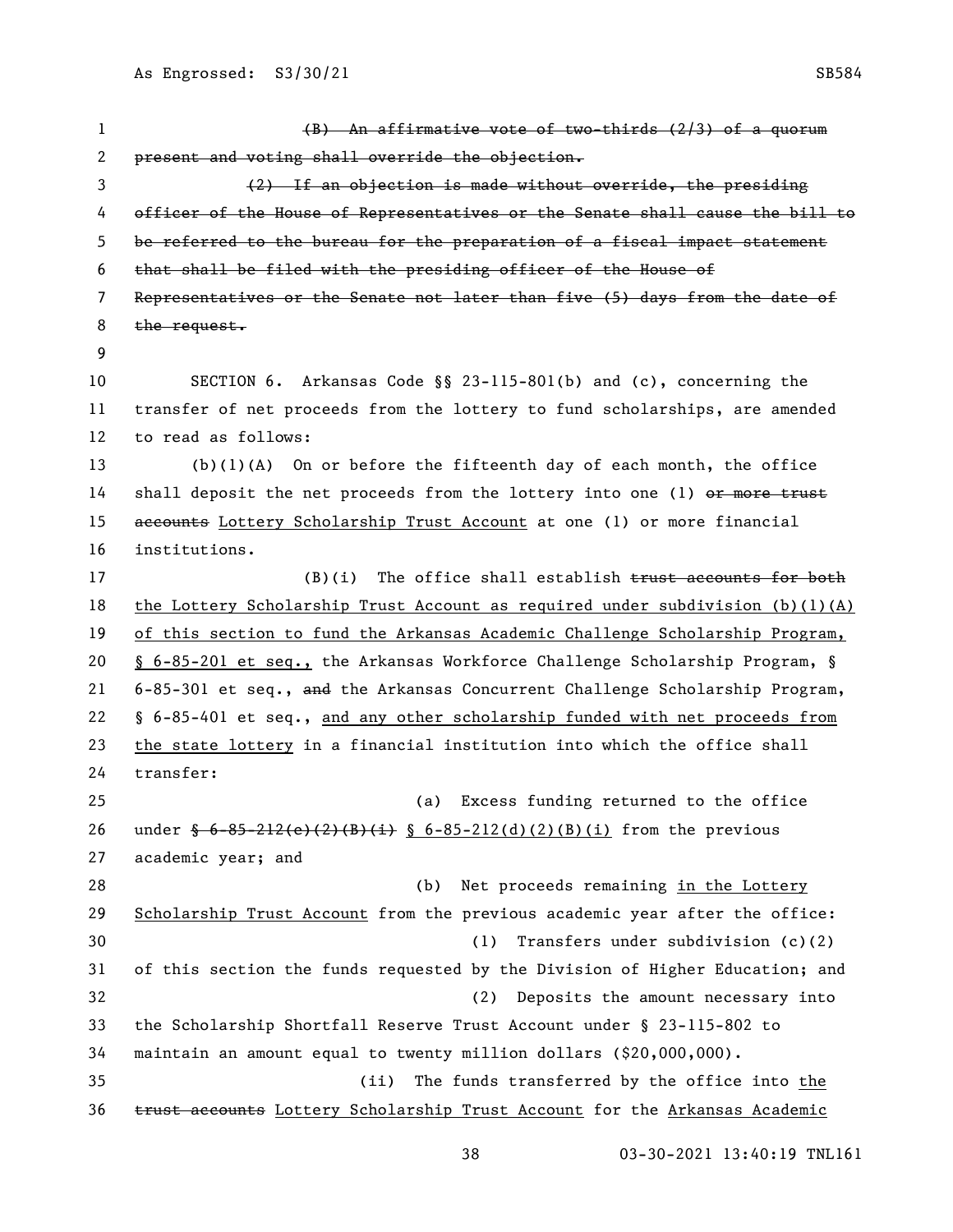~~(B) An affirmative vote of two-thirds (2/3) of a quorum present and voting shall override the objection.~~

~~(2) If an objection is made without override, the presiding officer of the House of Representatives or the Senate shall cause the bill to be referred to the bureau for the preparation of a fiscal impact statement that shall be filed with the presiding officer of the House of Representatives or the Senate not later than five (5) days from the date of the request.~~

SECTION 6. Arkansas Code §§ 23-115-801(b) and (c), concerning the transfer of net proceeds from the lottery to fund scholarships, are amended to read as follows:

(b)(1)(A) On or before the fifteenth day of each month, the office shall deposit the net proceeds from the lottery into one (1) ~~or more trust accounts~~ <u>Lottery Scholarship Trust Account</u> at one (1) or more financial institutions.

(B)(i) The office shall establish ~~trust accounts for both~~ <u>the Lottery Scholarship Trust Account as required under subdivision (b)(1)(A) of this section to fund the Arkansas Academic Challenge Scholarship Program, § 6-85-201 et seq.,</u> the Arkansas Workforce Challenge Scholarship Program, § 6-85-301 et seq., ~~and~~ the Arkansas Concurrent Challenge Scholarship Program, § 6-85-401 et seq., <u>and any other scholarship funded with net proceeds from the state lottery</u> in a financial institution into which the office shall transfer:

(a) Excess funding returned to the office under ~~§ 6-85-212(e)(2)(B)(i)~~ <u>§ 6-85-212(d)(2)(B)(i)</u> from the previous academic year; and

(b) Net proceeds remaining <u>in the Lottery Scholarship Trust Account</u> from the previous academic year after the office:

(1) Transfers under subdivision (c)(2) of this section the funds requested by the Division of Higher Education; and

(2) Deposits the amount necessary into the Scholarship Shortfall Reserve Trust Account under § 23-115-802 to maintain an amount equal to twenty million dollars ($20,000,000).

(ii) The funds transferred by the office into <u>the</u> ~~trust accounts~~ <u>Lottery Scholarship Trust Account</u> for the <u>Arkansas Academic</u>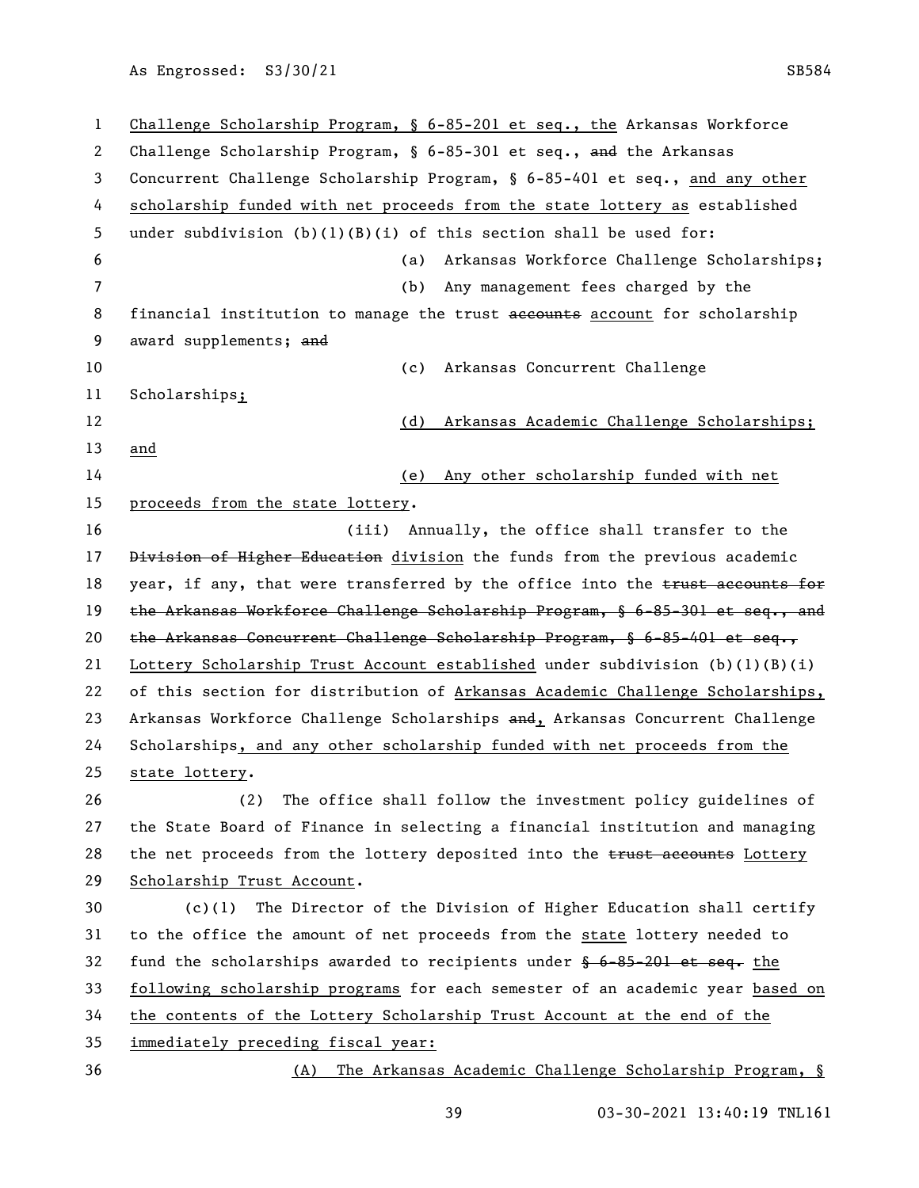Challenge Scholarship Program, § 6-85-201 et seq., the Arkansas Workforce Challenge Scholarship Program, § 6-85-301 et seq., ~~and~~ the Arkansas Concurrent Challenge Scholarship Program, § 6-85-401 et seq., and any other scholarship funded with net proceeds from the state lottery as established under subdivision (b)(1)(B)(i) of this section shall be used for:

(a) Arkansas Workforce Challenge Scholarships;

(b) Any management fees charged by the financial institution to manage the trust ~~accounts~~ account for scholarship award supplements; ~~and~~

(c) Arkansas Concurrent Challenge Scholarships;

(d) Arkansas Academic Challenge Scholarships; and

(e) Any other scholarship funded with net proceeds from the state lottery.

(iii) Annually, the office shall transfer to the ~~Division of Higher Education~~ division the funds from the previous academic year, if any, that were transferred by the office into the ~~trust accounts for the Arkansas Workforce Challenge Scholarship Program, § 6-85-301 et seq., and the Arkansas Concurrent Challenge Scholarship Program, § 6-85-401 et seq.,~~ Lottery Scholarship Trust Account established under subdivision (b)(1)(B)(i) of this section for distribution of Arkansas Academic Challenge Scholarships, Arkansas Workforce Challenge Scholarships ~~and~~, Arkansas Concurrent Challenge Scholarships, and any other scholarship funded with net proceeds from the state lottery.

(2) The office shall follow the investment policy guidelines of the State Board of Finance in selecting a financial institution and managing the net proceeds from the lottery deposited into the ~~trust accounts~~ Lottery Scholarship Trust Account.

(c)(1) The Director of the Division of Higher Education shall certify to the office the amount of net proceeds from the state lottery needed to fund the scholarships awarded to recipients under ~~§ 6-85-201 et seq.~~ the following scholarship programs for each semester of an academic year based on the contents of the Lottery Scholarship Trust Account at the end of the immediately preceding fiscal year:

(A) The Arkansas Academic Challenge Scholarship Program, §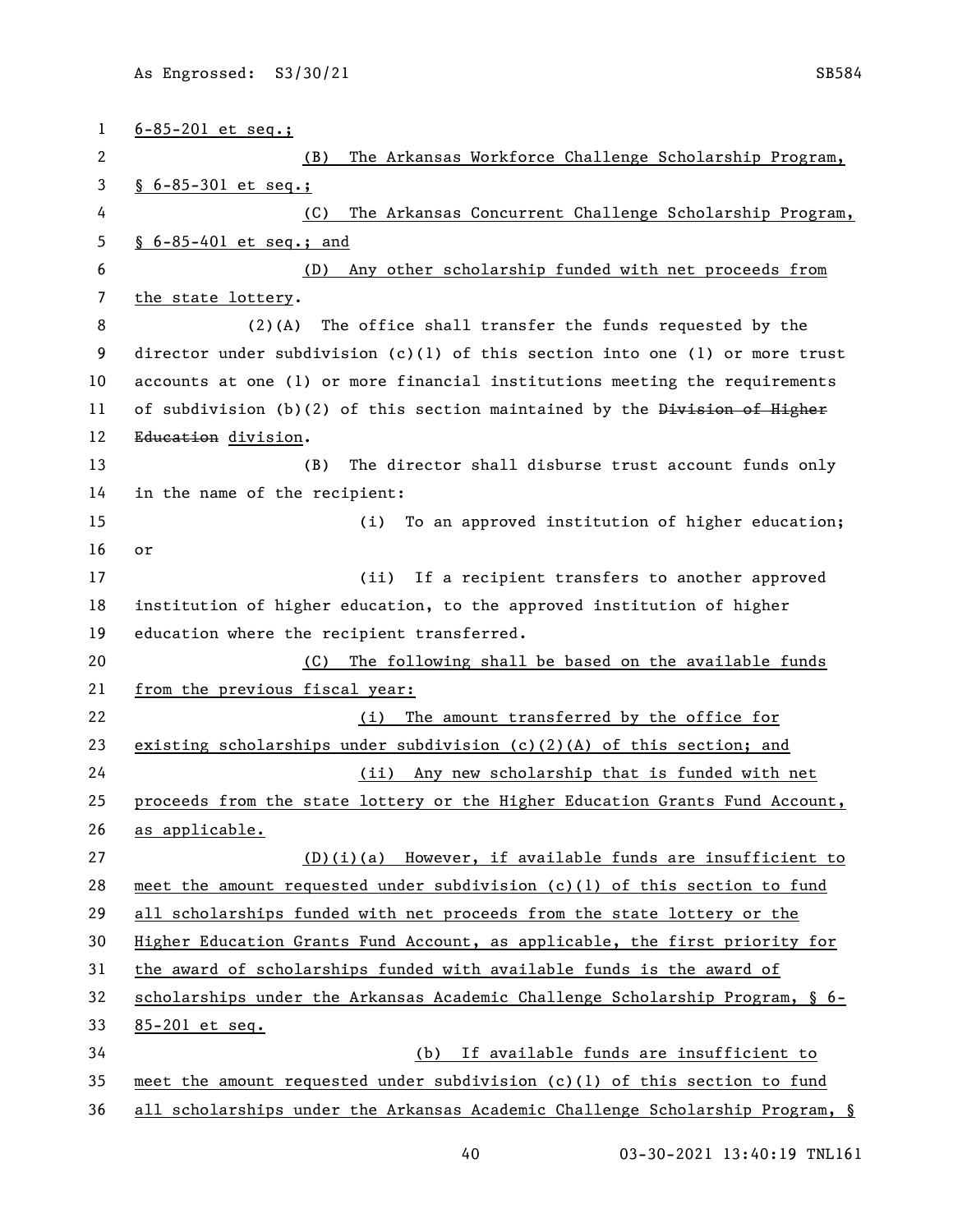6-85-201 et seq.;

(B) The Arkansas Workforce Challenge Scholarship Program, § 6-85-301 et seq.;

(C) The Arkansas Concurrent Challenge Scholarship Program, § 6-85-401 et seq.; and

(D) Any other scholarship funded with net proceeds from the state lottery.

(2)(A) The office shall transfer the funds requested by the director under subdivision (c)(1) of this section into one (1) or more trust accounts at one (1) or more financial institutions meeting the requirements of subdivision (b)(2) of this section maintained by the ~~Division of Higher Education~~ division.

(B) The director shall disburse trust account funds only in the name of the recipient:

(i) To an approved institution of higher education; or

(ii) If a recipient transfers to another approved institution of higher education, to the approved institution of higher education where the recipient transferred.

(C) The following shall be based on the available funds from the previous fiscal year:

(i) The amount transferred by the office for existing scholarships under subdivision (c)(2)(A) of this section; and

(ii) Any new scholarship that is funded with net proceeds from the state lottery or the Higher Education Grants Fund Account, as applicable.

(D)(i)(a) However, if available funds are insufficient to meet the amount requested under subdivision (c)(1) of this section to fund all scholarships funded with net proceeds from the state lottery or the Higher Education Grants Fund Account, as applicable, the first priority for the award of scholarships funded with available funds is the award of scholarships under the Arkansas Academic Challenge Scholarship Program, § 6-85-201 et seq.

(b) If available funds are insufficient to meet the amount requested under subdivision (c)(1) of this section to fund all scholarships under the Arkansas Academic Challenge Scholarship Program, §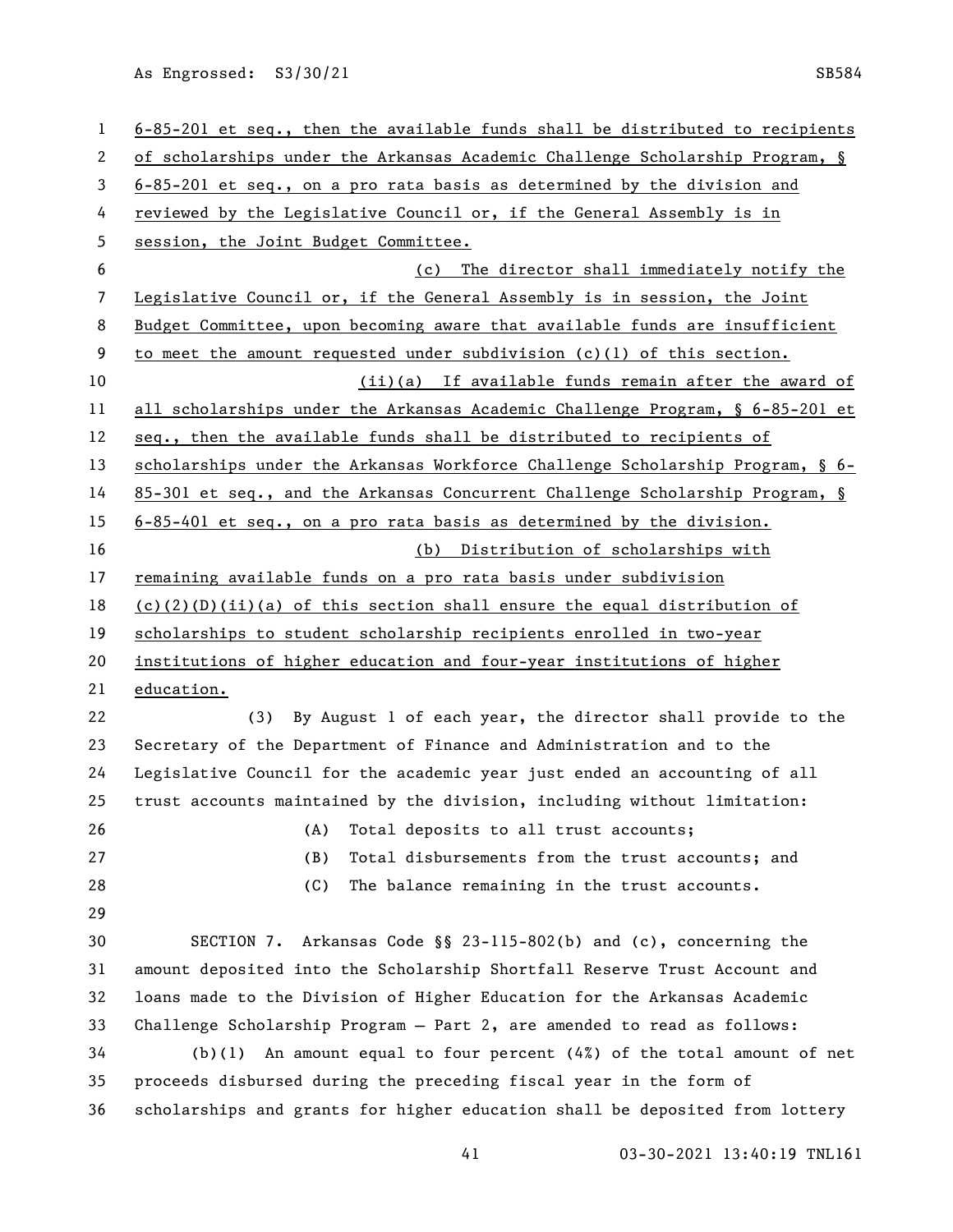6-85-201 et seq., then the available funds shall be distributed to recipients of scholarships under the Arkansas Academic Challenge Scholarship Program, § 6-85-201 et seq., on a pro rata basis as determined by the division and reviewed by the Legislative Council or, if the General Assembly is in session, the Joint Budget Committee.

(c) The director shall immediately notify the Legislative Council or, if the General Assembly is in session, the Joint Budget Committee, upon becoming aware that available funds are insufficient to meet the amount requested under subdivision (c)(1) of this section.

(ii)(a) If available funds remain after the award of all scholarships under the Arkansas Academic Challenge Program, § 6-85-201 et seq., then the available funds shall be distributed to recipients of scholarships under the Arkansas Workforce Challenge Scholarship Program, § 6-85-301 et seq., and the Arkansas Concurrent Challenge Scholarship Program, § 6-85-401 et seq., on a pro rata basis as determined by the division.

(b) Distribution of scholarships with remaining available funds on a pro rata basis under subdivision (c)(2)(D)(ii)(a) of this section shall ensure the equal distribution of scholarships to student scholarship recipients enrolled in two-year institutions of higher education and four-year institutions of higher education.

(3) By August 1 of each year, the director shall provide to the Secretary of the Department of Finance and Administration and to the Legislative Council for the academic year just ended an accounting of all trust accounts maintained by the division, including without limitation:

(A) Total deposits to all trust accounts;

(B) Total disbursements from the trust accounts; and

(C) The balance remaining in the trust accounts.

SECTION 7. Arkansas Code §§ 23-115-802(b) and (c), concerning the amount deposited into the Scholarship Shortfall Reserve Trust Account and loans made to the Division of Higher Education for the Arkansas Academic Challenge Scholarship Program — Part 2, are amended to read as follows:

(b)(1) An amount equal to four percent (4%) of the total amount of net proceeds disbursed during the preceding fiscal year in the form of scholarships and grants for higher education shall be deposited from lottery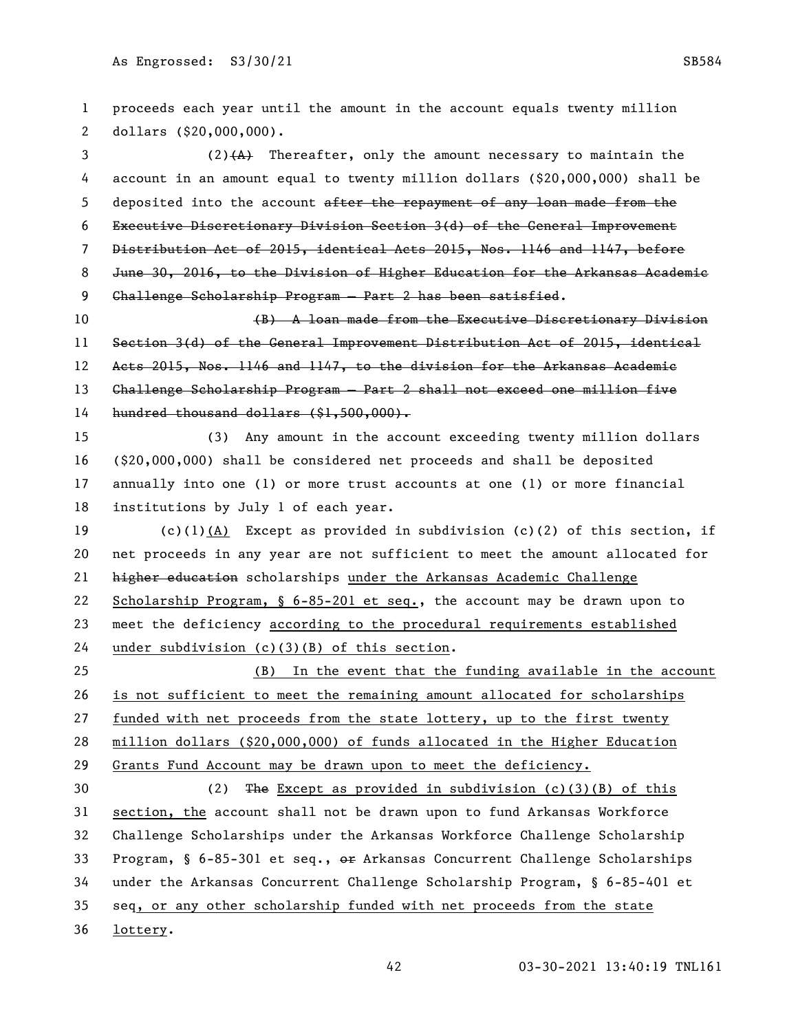proceeds each year until the amount in the account equals twenty million dollars ($20,000,000).

(2)~~(A)~~ Thereafter, only the amount necessary to maintain the account in an amount equal to twenty million dollars ($20,000,000) shall be deposited into the account ~~after the repayment of any loan made from the Executive Discretionary Division Section 3(d) of the General Improvement Distribution Act of 2015, identical Acts 2015, Nos. 1146 and 1147, before June 30, 2016, to the Division of Higher Education for the Arkansas Academic Challenge Scholarship Program — Part 2 has been satisfied~~.

~~(B) A loan made from the Executive Discretionary Division Section 3(d) of the General Improvement Distribution Act of 2015, identical Acts 2015, Nos. 1146 and 1147, to the division for the Arkansas Academic Challenge Scholarship Program — Part 2 shall not exceed one million five hundred thousand dollars ($1,500,000).~~

(3) Any amount in the account exceeding twenty million dollars ($20,000,000) shall be considered net proceeds and shall be deposited annually into one (1) or more trust accounts at one (1) or more financial institutions by July 1 of each year.

(c)(1)<u>(A)</u> Except as provided in subdivision (c)(2) of this section, if net proceeds in any year are not sufficient to meet the amount allocated for ~~higher education~~ scholarships <u>under the Arkansas Academic Challenge Scholarship Program, § 6-85-201 et seq.</u>, the account may be drawn upon to meet the deficiency <u>according to the procedural requirements established under subdivision (c)(3)(B) of this section</u>.

<u>(B) In the event that the funding available in the account is not sufficient to meet the remaining amount allocated for scholarships funded with net proceeds from the state lottery, up to the first twenty million dollars ($20,000,000) of funds allocated in the Higher Education Grants Fund Account may be drawn upon to meet the deficiency.</u>

(2) ~~The~~ <u>Except as provided in subdivision (c)(3)(B) of this section, the</u> account shall not be drawn upon to fund Arkansas Workforce Challenge Scholarships under the Arkansas Workforce Challenge Scholarship Program, § 6-85-301 et seq., ~~or~~ Arkansas Concurrent Challenge Scholarships under the Arkansas Concurrent Challenge Scholarship Program, § 6-85-401 et seq<u>, or any other scholarship funded with net proceeds from the state lottery</u>.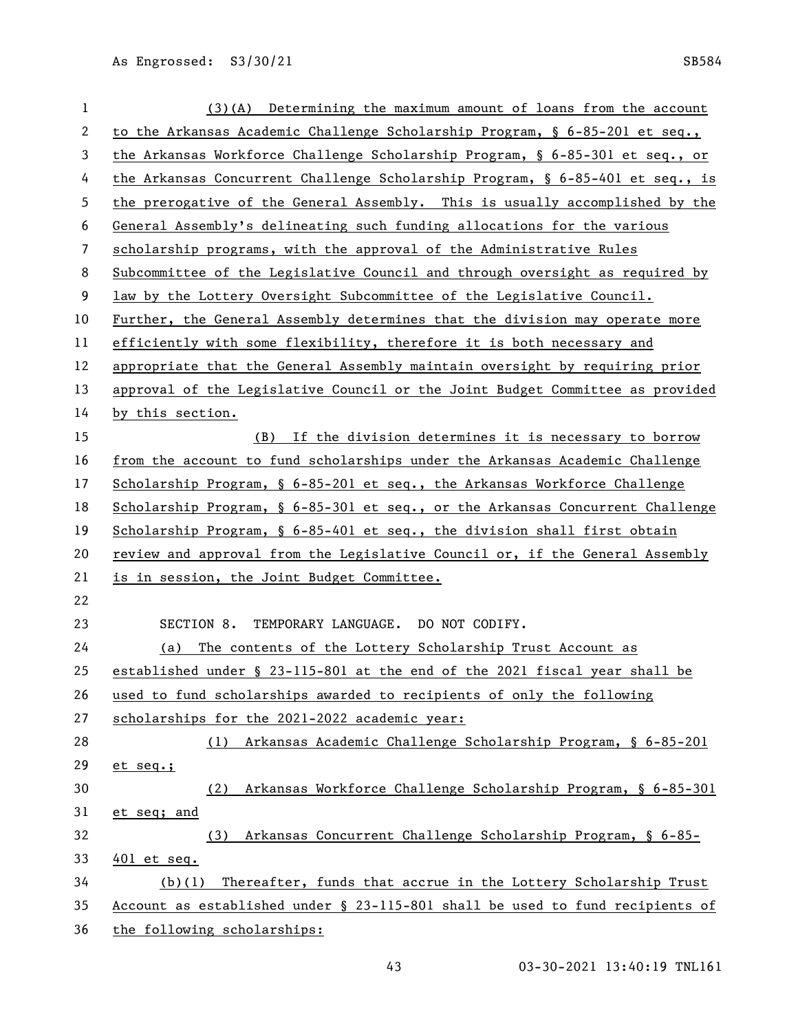(3)(A) Determining the maximum amount of loans from the account to the Arkansas Academic Challenge Scholarship Program, § 6-85-201 et seq., the Arkansas Workforce Challenge Scholarship Program, § 6-85-301 et seq., or the Arkansas Concurrent Challenge Scholarship Program, § 6-85-401 et seq., is the prerogative of the General Assembly. This is usually accomplished by the General Assembly's delineating such funding allocations for the various scholarship programs, with the approval of the Administrative Rules Subcommittee of the Legislative Council and through oversight as required by law by the Lottery Oversight Subcommittee of the Legislative Council. Further, the General Assembly determines that the division may operate more efficiently with some flexibility, therefore it is both necessary and appropriate that the General Assembly maintain oversight by requiring prior approval of the Legislative Council or the Joint Budget Committee as provided by this section.

(B) If the division determines it is necessary to borrow from the account to fund scholarships under the Arkansas Academic Challenge Scholarship Program, § 6-85-201 et seq., the Arkansas Workforce Challenge Scholarship Program, § 6-85-301 et seq., or the Arkansas Concurrent Challenge Scholarship Program, § 6-85-401 et seq., the division shall first obtain review and approval from the Legislative Council or, if the General Assembly is in session, the Joint Budget Committee.

SECTION 8. TEMPORARY LANGUAGE. DO NOT CODIFY.

(a) The contents of the Lottery Scholarship Trust Account as established under § 23-115-801 at the end of the 2021 fiscal year shall be used to fund scholarships awarded to recipients of only the following scholarships for the 2021-2022 academic year:

(1) Arkansas Academic Challenge Scholarship Program, § 6-85-201 et seq.;

(2) Arkansas Workforce Challenge Scholarship Program, § 6-85-301 et seq; and

(3) Arkansas Concurrent Challenge Scholarship Program, § 6-85-401 et seq.

(b)(1) Thereafter, funds that accrue in the Lottery Scholarship Trust Account as established under § 23-115-801 shall be used to fund recipients of the following scholarships: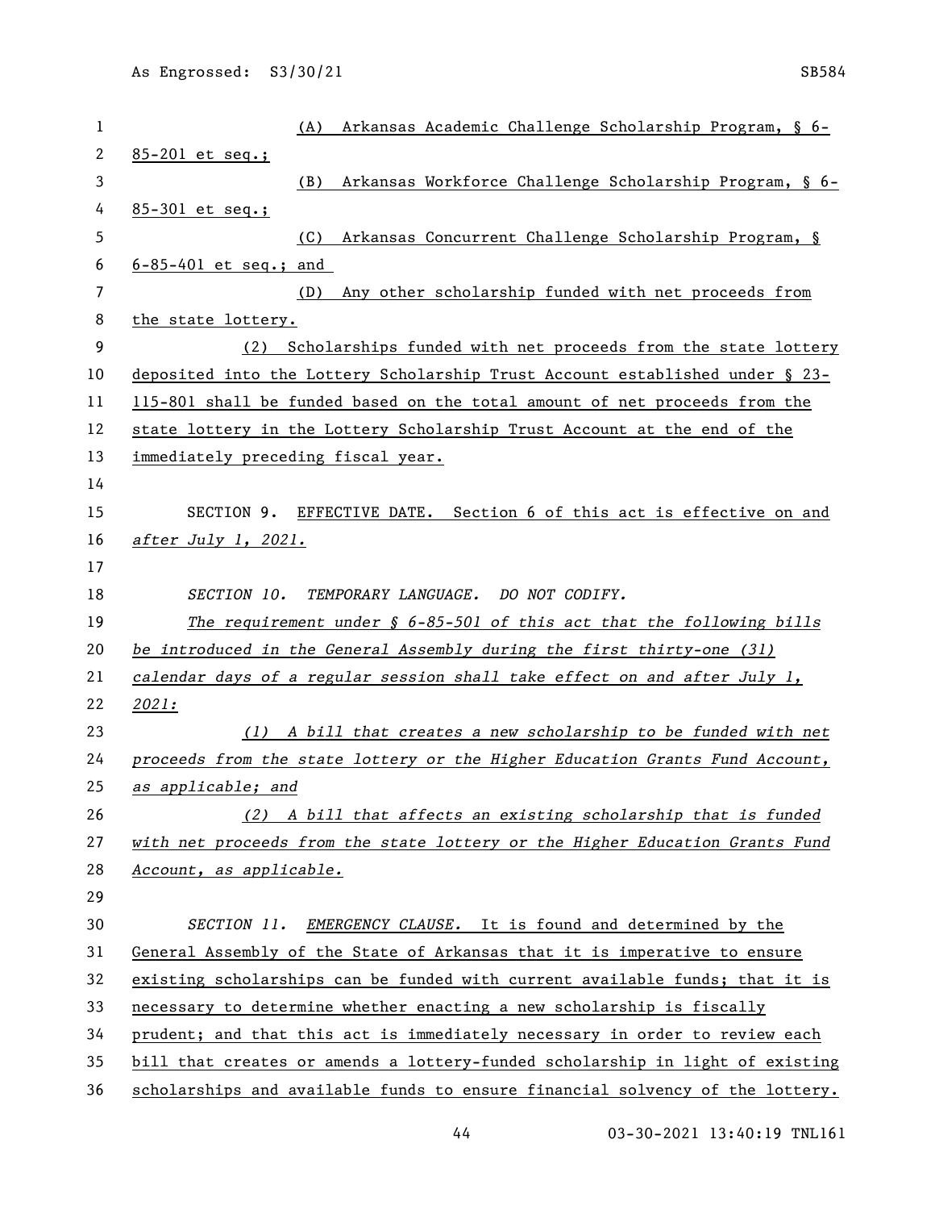(A) Arkansas Academic Challenge Scholarship Program, § 6-85-201 et seq.;

(B) Arkansas Workforce Challenge Scholarship Program, § 6-85-301 et seq.;

(C) Arkansas Concurrent Challenge Scholarship Program, § 6-85-401 et seq.; and

(D) Any other scholarship funded with net proceeds from the state lottery.

(2) Scholarships funded with net proceeds from the state lottery deposited into the Lottery Scholarship Trust Account established under § 23-115-801 shall be funded based on the total amount of net proceeds from the state lottery in the Lottery Scholarship Trust Account at the end of the immediately preceding fiscal year.

SECTION 9. EFFECTIVE DATE. Section 6 of this act is effective on and *after July 1, 2021.*

*SECTION 10. TEMPORARY LANGUAGE. DO NOT CODIFY.*

*The requirement under § 6-85-501 of this act that the following bills be introduced in the General Assembly during the first thirty-one (31) calendar days of a regular session shall take effect on and after July 1, 2021:*

*(1) A bill that creates a new scholarship to be funded with net proceeds from the state lottery or the Higher Education Grants Fund Account, as applicable; and*

*(2) A bill that affects an existing scholarship that is funded with net proceeds from the state lottery or the Higher Education Grants Fund Account, as applicable.*

*SECTION 11.* EMERGENCY CLAUSE. It is found and determined by the General Assembly of the State of Arkansas that it is imperative to ensure existing scholarships can be funded with current available funds; that it is necessary to determine whether enacting a new scholarship is fiscally prudent; and that this act is immediately necessary in order to review each bill that creates or amends a lottery-funded scholarship in light of existing scholarships and available funds to ensure financial solvency of the lottery.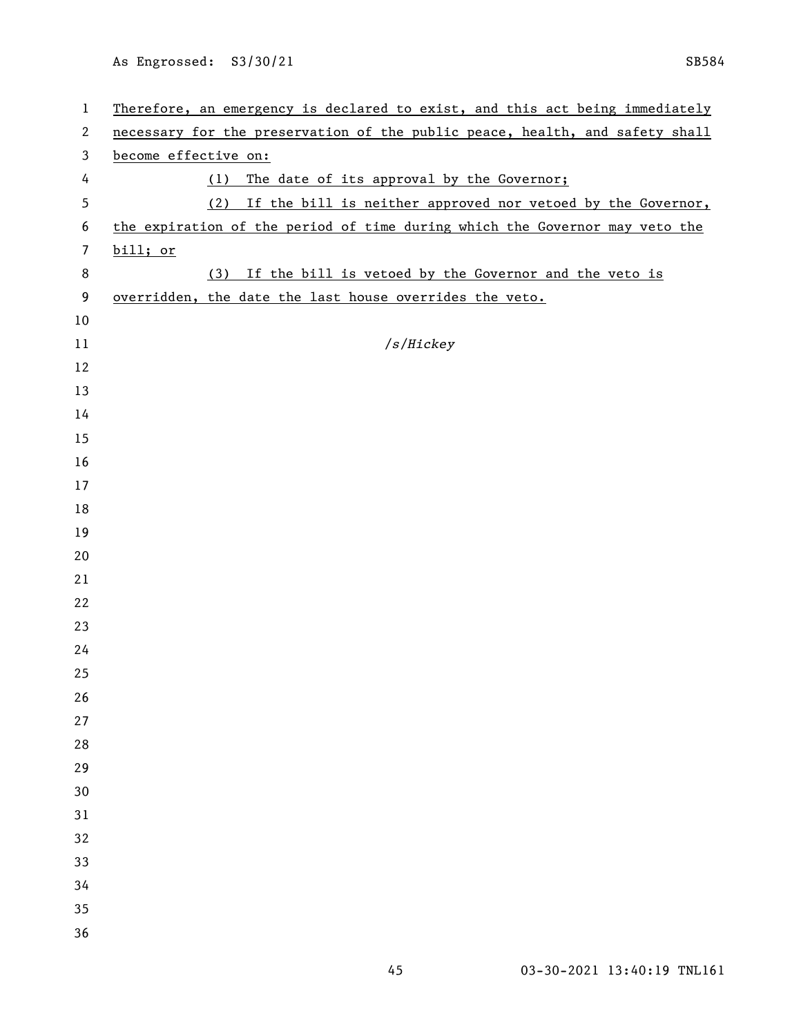Therefore, an emergency is declared to exist, and this act being immediately necessary for the preservation of the public peace, health, and safety shall become effective on:

(1) The date of its approval by the Governor;

(2) If the bill is neither approved nor vetoed by the Governor, the expiration of the period of time during which the Governor may veto the bill; or

(3) If the bill is vetoed by the Governor and the veto is overridden, the date the last house overrides the veto.

*/s/Hickey*